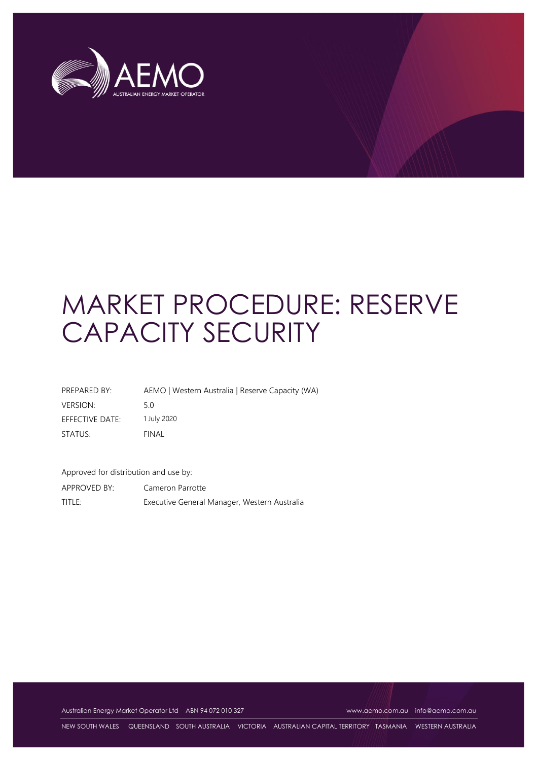# MARKET PROCEDURE: RESERVE CAPACITY SECURITY

| | |
|---|---|
| PREPARED BY: | AEMO \| Western Australia \| Reserve Capacity (WA) |
| VERSION: | 5.0 |
| EFFECTIVE DATE: | 1 July 2020 |
| STATUS: | FINAL |

Approved for distribution and use by:

| | |
|---|---|
| APPROVED BY: | Cameron Parrotte |
| TITLE: | Executive General Manager, Western Australia |

Australian Energy Market Operator Ltd ABN 94 072 010 327 www.aemo.com.au info@aemo.com.au

NEW SOUTH WALES QUEENSLAND SOUTH AUSTRALIA VICTORIA AUSTRALIAN CAPITAL TERRITORY TASMANIA WESTERN AUSTRALIA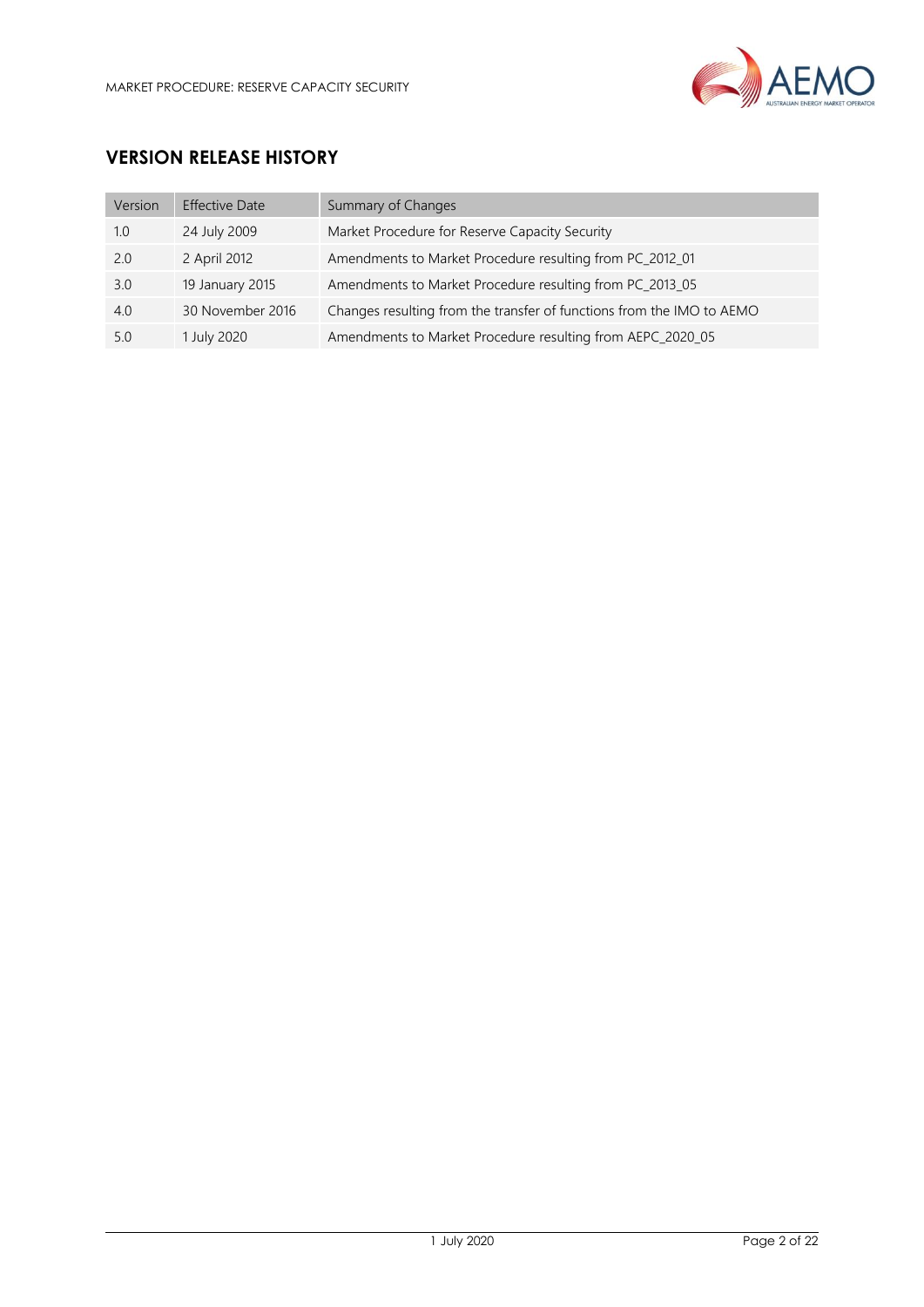## VERSION RELEASE HISTORY

| Version | Effective Date | Summary of Changes |
|---|---|---|
| 1.0 | 24 July 2009 | Market Procedure for Reserve Capacity Security |
| 2.0 | 2 April 2012 | Amendments to Market Procedure resulting from PC_2012_01 |
| 3.0 | 19 January 2015 | Amendments to Market Procedure resulting from PC_2013_05 |
| 4.0 | 30 November 2016 | Changes resulting from the transfer of functions from the IMO to AEMO |
| 5.0 | 1 July 2020 | Amendments to Market Procedure resulting from AEPC_2020_05 |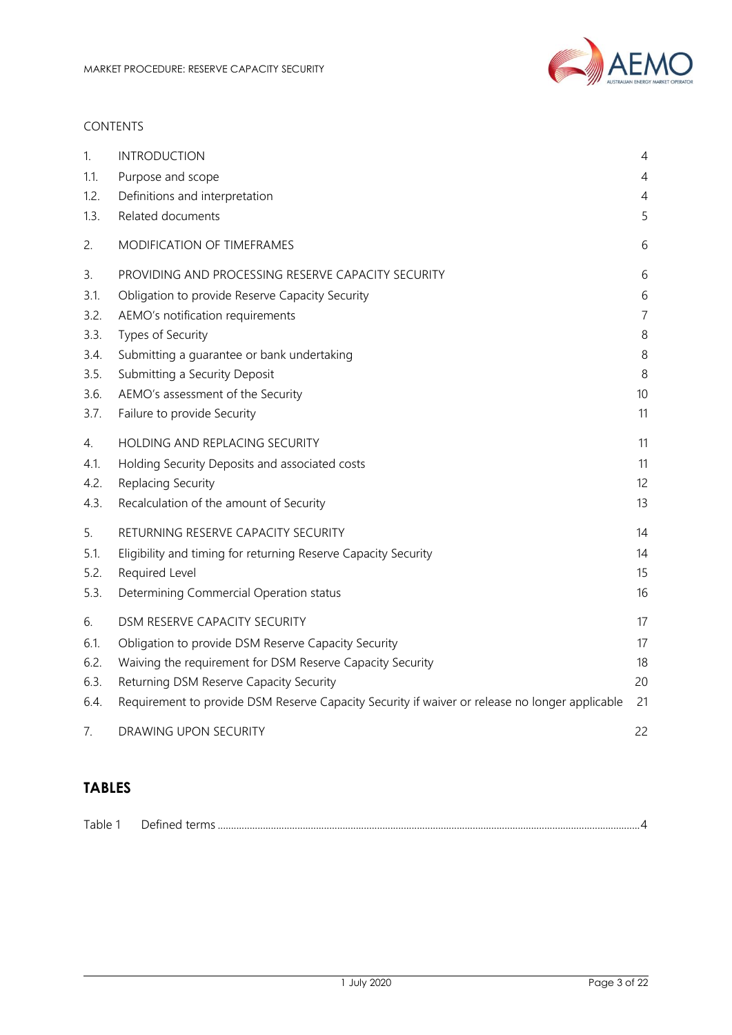CONTENTS

| | | |
|---|---|---|
| 1. | INTRODUCTION | 4 |
| 1.1. | Purpose and scope | 4 |
| 1.2. | Definitions and interpretation | 4 |
| 1.3. | Related documents | 5 |
| 2. | MODIFICATION OF TIMEFRAMES | 6 |
| 3. | PROVIDING AND PROCESSING RESERVE CAPACITY SECURITY | 6 |
| 3.1. | Obligation to provide Reserve Capacity Security | 6 |
| 3.2. | AEMO's notification requirements | 7 |
| 3.3. | Types of Security | 8 |
| 3.4. | Submitting a guarantee or bank undertaking | 8 |
| 3.5. | Submitting a Security Deposit | 8 |
| 3.6. | AEMO's assessment of the Security | 10 |
| 3.7. | Failure to provide Security | 11 |
| 4. | HOLDING AND REPLACING SECURITY | 11 |
| 4.1. | Holding Security Deposits and associated costs | 11 |
| 4.2. | Replacing Security | 12 |
| 4.3. | Recalculation of the amount of Security | 13 |
| 5. | RETURNING RESERVE CAPACITY SECURITY | 14 |
| 5.1. | Eligibility and timing for returning Reserve Capacity Security | 14 |
| 5.2. | Required Level | 15 |
| 5.3. | Determining Commercial Operation status | 16 |
| 6. | DSM RESERVE CAPACITY SECURITY | 17 |
| 6.1. | Obligation to provide DSM Reserve Capacity Security | 17 |
| 6.2. | Waiving the requirement for DSM Reserve Capacity Security | 18 |
| 6.3. | Returning DSM Reserve Capacity Security | 20 |
| 6.4. | Requirement to provide DSM Reserve Capacity Security if waiver or release no longer applicable | 21 |
| 7. | DRAWING UPON SECURITY | 22 |

## TABLES

Table 1 Defined terms ........ 4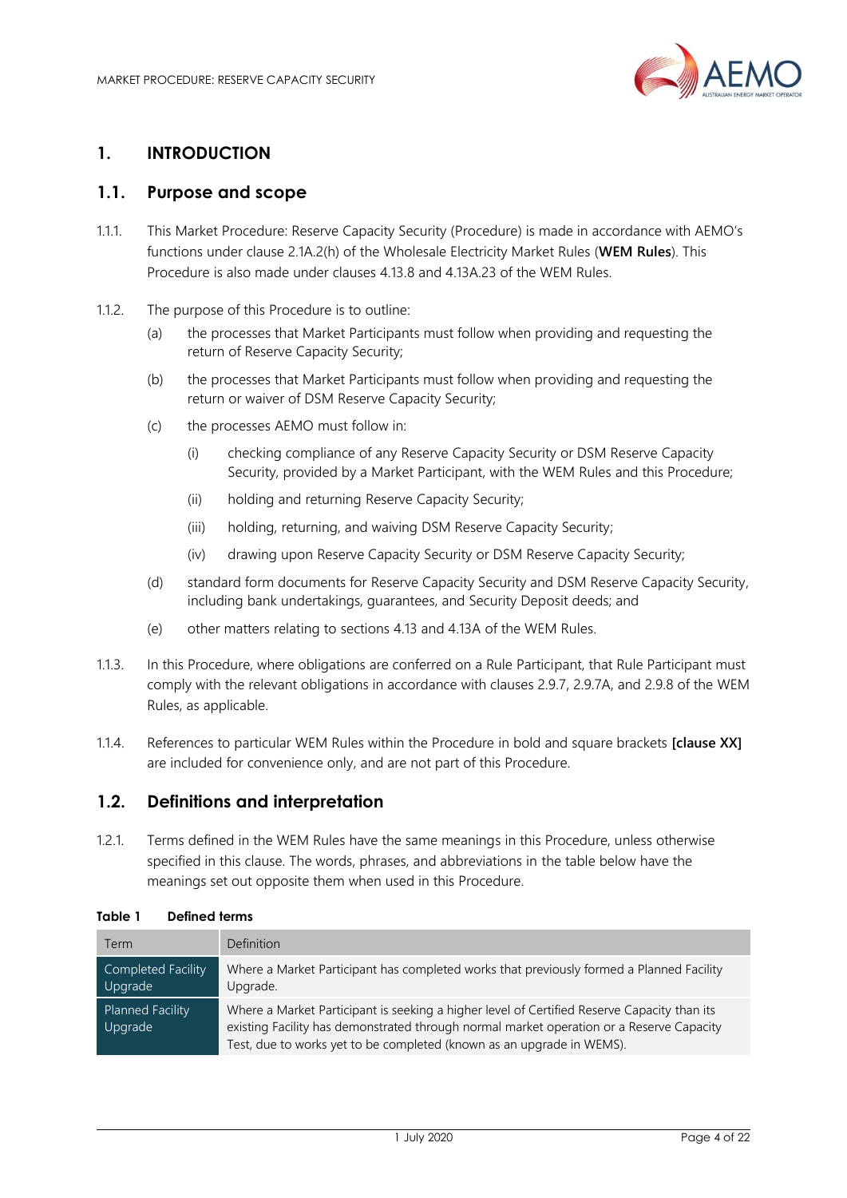# 1. INTRODUCTION

## 1.1. Purpose and scope

1.1.1. This Market Procedure: Reserve Capacity Security (Procedure) is made in accordance with AEMO's functions under clause 2.1A.2(h) of the Wholesale Electricity Market Rules (**WEM Rules**). This Procedure is also made under clauses 4.13.8 and 4.13A.23 of the WEM Rules.

1.1.2. The purpose of this Procedure is to outline:

(a) the processes that Market Participants must follow when providing and requesting the return of Reserve Capacity Security;

(b) the processes that Market Participants must follow when providing and requesting the return or waiver of DSM Reserve Capacity Security;

(c) the processes AEMO must follow in:

(i) checking compliance of any Reserve Capacity Security or DSM Reserve Capacity Security, provided by a Market Participant, with the WEM Rules and this Procedure;

(ii) holding and returning Reserve Capacity Security;

(iii) holding, returning, and waiving DSM Reserve Capacity Security;

(iv) drawing upon Reserve Capacity Security or DSM Reserve Capacity Security;

(d) standard form documents for Reserve Capacity Security and DSM Reserve Capacity Security, including bank undertakings, guarantees, and Security Deposit deeds; and

(e) other matters relating to sections 4.13 and 4.13A of the WEM Rules.

1.1.3. In this Procedure, where obligations are conferred on a Rule Participant, that Rule Participant must comply with the relevant obligations in accordance with clauses 2.9.7, 2.9.7A, and 2.9.8 of the WEM Rules, as applicable.

1.1.4. References to particular WEM Rules within the Procedure in bold and square brackets **[clause XX]** are included for convenience only, and are not part of this Procedure.

## 1.2. Definitions and interpretation

1.2.1. Terms defined in the WEM Rules have the same meanings in this Procedure, unless otherwise specified in this clause. The words, phrases, and abbreviations in the table below have the meanings set out opposite them when used in this Procedure.

**Table 1 Defined terms**

| Term | Definition |
|---|---|
| Completed Facility Upgrade | Where a Market Participant has completed works that previously formed a Planned Facility Upgrade. |
| Planned Facility Upgrade | Where a Market Participant is seeking a higher level of Certified Reserve Capacity than its existing Facility has demonstrated through normal market operation or a Reserve Capacity Test, due to works yet to be completed (known as an upgrade in WEMS). |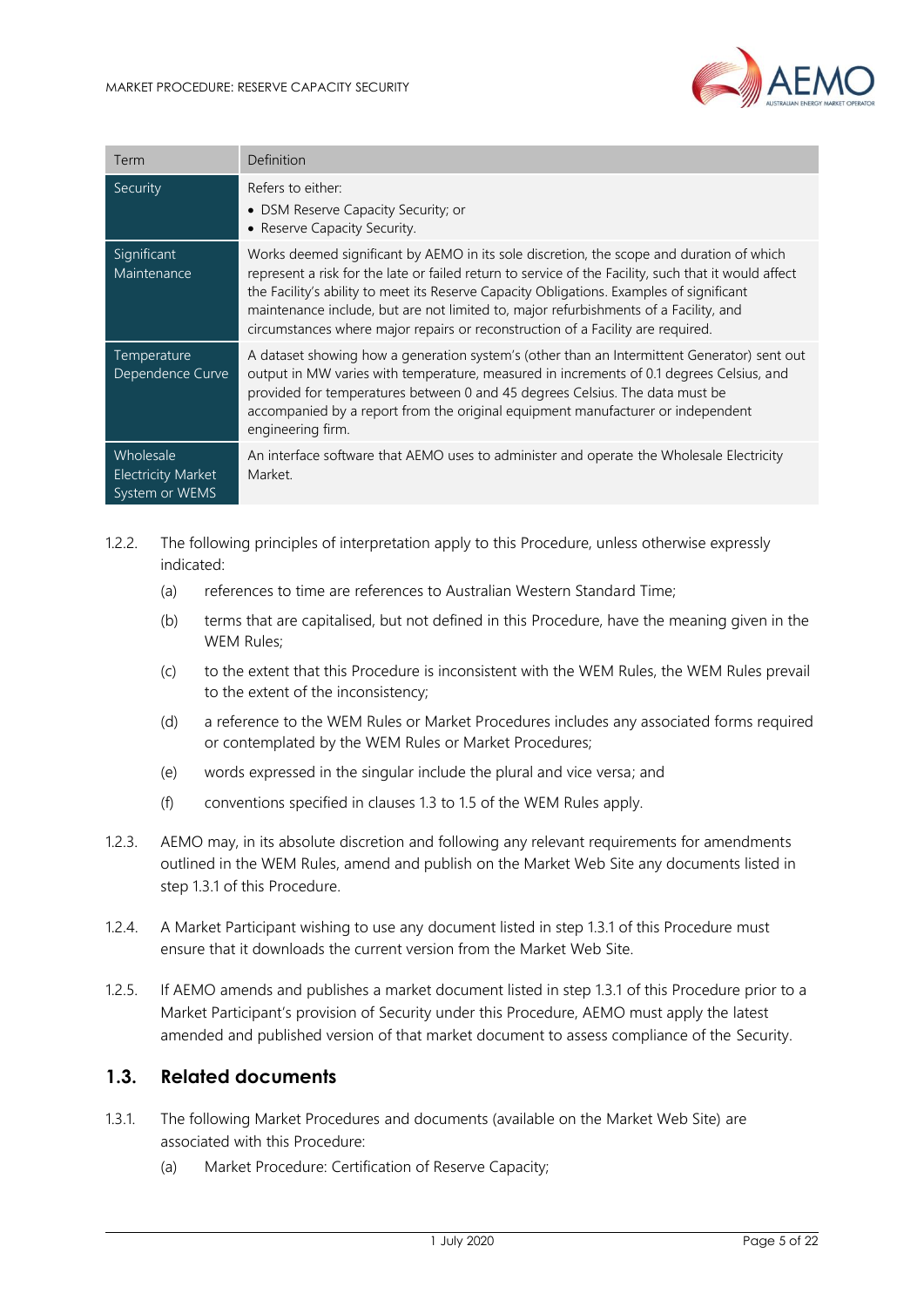| Term | Definition |
| --- | --- |
| Security | Refers to either:<br>• DSM Reserve Capacity Security; or<br>• Reserve Capacity Security. |
| Significant Maintenance | Works deemed significant by AEMO in its sole discretion, the scope and duration of which represent a risk for the late or failed return to service of the Facility, such that it would affect the Facility's ability to meet its Reserve Capacity Obligations. Examples of significant maintenance include, but are not limited to, major refurbishments of a Facility, and circumstances where major repairs or reconstruction of a Facility are required. |
| Temperature Dependence Curve | A dataset showing how a generation system's (other than an Intermittent Generator) sent out output in MW varies with temperature, measured in increments of 0.1 degrees Celsius, and provided for temperatures between 0 and 45 degrees Celsius. The data must be accompanied by a report from the original equipment manufacturer or independent engineering firm. |
| Wholesale Electricity Market System or WEMS | An interface software that AEMO uses to administer and operate the Wholesale Electricity Market. |

1.2.2. The following principles of interpretation apply to this Procedure, unless otherwise expressly indicated:

(a) references to time are references to Australian Western Standard Time;

(b) terms that are capitalised, but not defined in this Procedure, have the meaning given in the WEM Rules;

(c) to the extent that this Procedure is inconsistent with the WEM Rules, the WEM Rules prevail to the extent of the inconsistency;

(d) a reference to the WEM Rules or Market Procedures includes any associated forms required or contemplated by the WEM Rules or Market Procedures;

(e) words expressed in the singular include the plural and vice versa; and

(f) conventions specified in clauses 1.3 to 1.5 of the WEM Rules apply.

1.2.3. AEMO may, in its absolute discretion and following any relevant requirements for amendments outlined in the WEM Rules, amend and publish on the Market Web Site any documents listed in step 1.3.1 of this Procedure.

1.2.4. A Market Participant wishing to use any document listed in step 1.3.1 of this Procedure must ensure that it downloads the current version from the Market Web Site.

1.2.5. If AEMO amends and publishes a market document listed in step 1.3.1 of this Procedure prior to a Market Participant's provision of Security under this Procedure, AEMO must apply the latest amended and published version of that market document to assess compliance of the Security.

## 1.3. Related documents

1.3.1. The following Market Procedures and documents (available on the Market Web Site) are associated with this Procedure:

(a) Market Procedure: Certification of Reserve Capacity;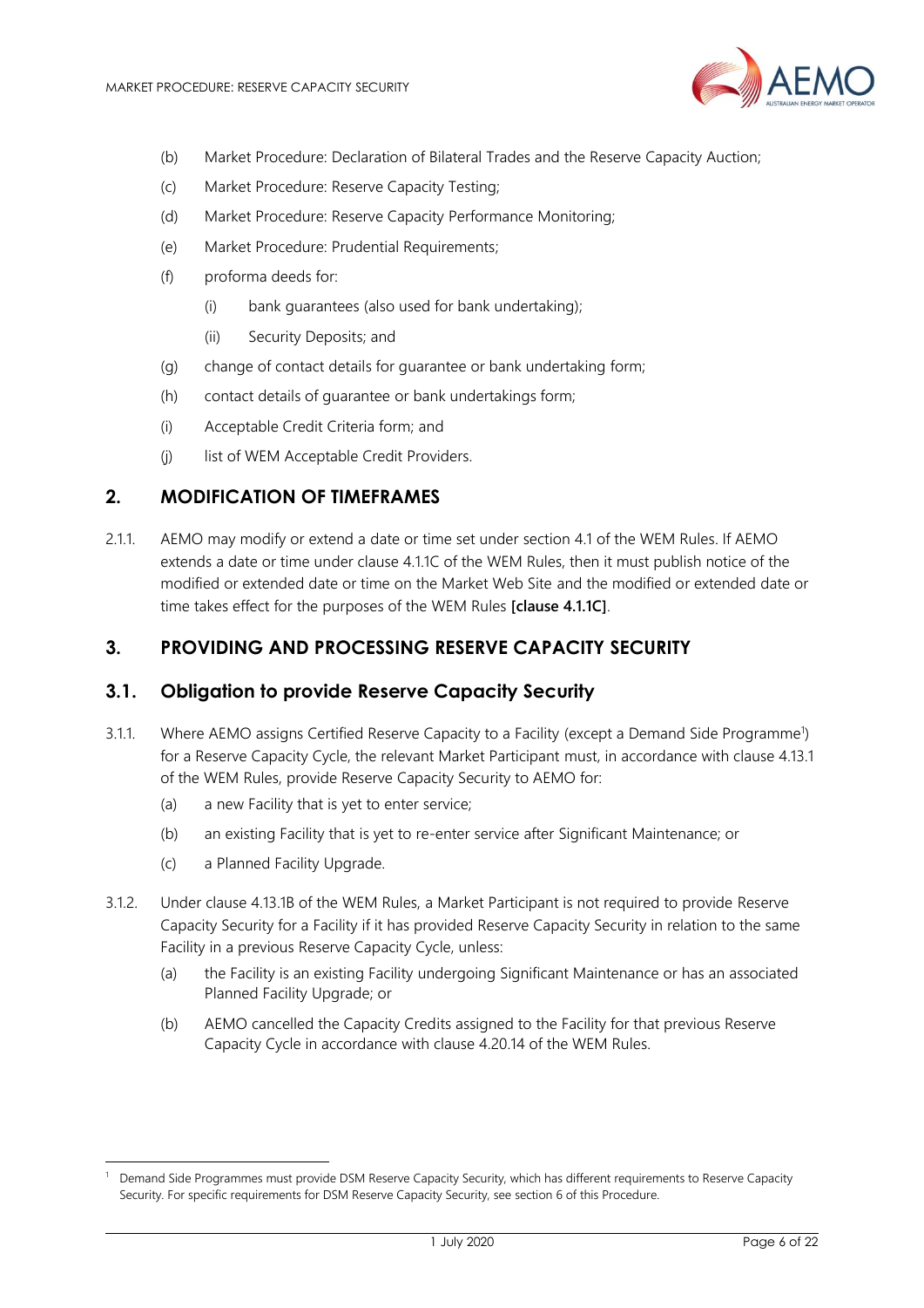(b) Market Procedure: Declaration of Bilateral Trades and the Reserve Capacity Auction;

(c) Market Procedure: Reserve Capacity Testing;

(d) Market Procedure: Reserve Capacity Performance Monitoring;

(e) Market Procedure: Prudential Requirements;

(f) proforma deeds for:

  (i) bank guarantees (also used for bank undertaking);

  (ii) Security Deposits; and

(g) change of contact details for guarantee or bank undertaking form;

(h) contact details of guarantee or bank undertakings form;

(i) Acceptable Credit Criteria form; and

(j) list of WEM Acceptable Credit Providers.

## 2. MODIFICATION OF TIMEFRAMES

2.1.1. AEMO may modify or extend a date or time set under section 4.1 of the WEM Rules. If AEMO extends a date or time under clause 4.1.1C of the WEM Rules, then it must publish notice of the modified or extended date or time on the Market Web Site and the modified or extended date or time takes effect for the purposes of the WEM Rules **[clause 4.1.1C]**.

## 3. PROVIDING AND PROCESSING RESERVE CAPACITY SECURITY

### 3.1. Obligation to provide Reserve Capacity Security

3.1.1. Where AEMO assigns Certified Reserve Capacity to a Facility (except a Demand Side Programme[1]) for a Reserve Capacity Cycle, the relevant Market Participant must, in accordance with clause 4.13.1 of the WEM Rules, provide Reserve Capacity Security to AEMO for:

(a) a new Facility that is yet to enter service;

(b) an existing Facility that is yet to re-enter service after Significant Maintenance; or

(c) a Planned Facility Upgrade.

3.1.2. Under clause 4.13.1B of the WEM Rules, a Market Participant is not required to provide Reserve Capacity Security for a Facility if it has provided Reserve Capacity Security in relation to the same Facility in a previous Reserve Capacity Cycle, unless:

(a) the Facility is an existing Facility undergoing Significant Maintenance or has an associated Planned Facility Upgrade; or

(b) AEMO cancelled the Capacity Credits assigned to the Facility for that previous Reserve Capacity Cycle in accordance with clause 4.20.14 of the WEM Rules.

[1] Demand Side Programmes must provide DSM Reserve Capacity Security, which has different requirements to Reserve Capacity Security. For specific requirements for DSM Reserve Capacity Security, see section 6 of this Procedure.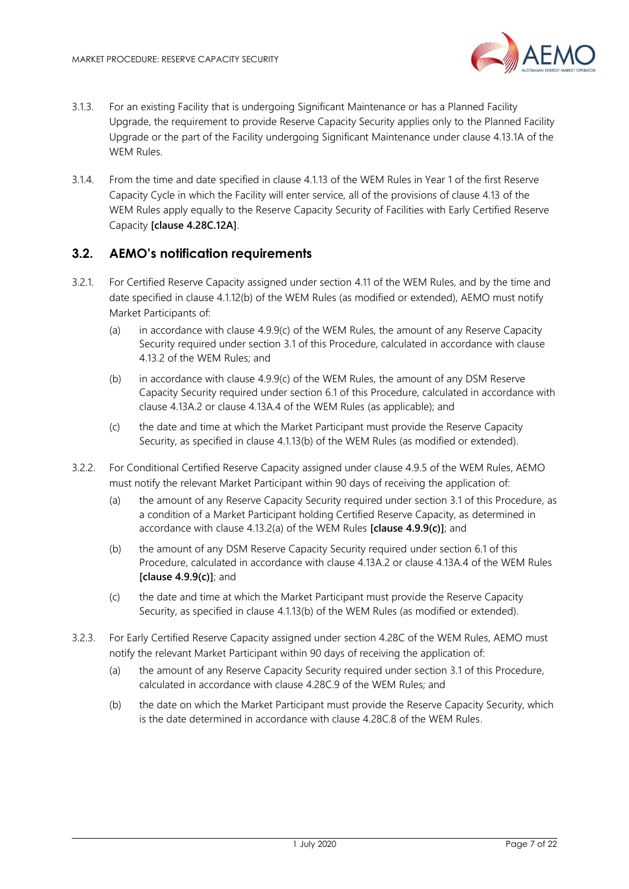3.1.3. For an existing Facility that is undergoing Significant Maintenance or has a Planned Facility Upgrade, the requirement to provide Reserve Capacity Security applies only to the Planned Facility Upgrade or the part of the Facility undergoing Significant Maintenance under clause 4.13.1A of the WEM Rules.

3.1.4. From the time and date specified in clause 4.1.13 of the WEM Rules in Year 1 of the first Reserve Capacity Cycle in which the Facility will enter service, all of the provisions of clause 4.13 of the WEM Rules apply equally to the Reserve Capacity Security of Facilities with Early Certified Reserve Capacity **[clause 4.28C.12A]**.

## 3.2. AEMO's notification requirements

3.2.1. For Certified Reserve Capacity assigned under section 4.11 of the WEM Rules, and by the time and date specified in clause 4.1.12(b) of the WEM Rules (as modified or extended), AEMO must notify Market Participants of:

(a) in accordance with clause 4.9.9(c) of the WEM Rules, the amount of any Reserve Capacity Security required under section 3.1 of this Procedure, calculated in accordance with clause 4.13.2 of the WEM Rules; and

(b) in accordance with clause 4.9.9(c) of the WEM Rules, the amount of any DSM Reserve Capacity Security required under section 6.1 of this Procedure, calculated in accordance with clause 4.13A.2 or clause 4.13A.4 of the WEM Rules (as applicable); and

(c) the date and time at which the Market Participant must provide the Reserve Capacity Security, as specified in clause 4.1.13(b) of the WEM Rules (as modified or extended).

3.2.2. For Conditional Certified Reserve Capacity assigned under clause 4.9.5 of the WEM Rules, AEMO must notify the relevant Market Participant within 90 days of receiving the application of:

(a) the amount of any Reserve Capacity Security required under section 3.1 of this Procedure, as a condition of a Market Participant holding Certified Reserve Capacity, as determined in accordance with clause 4.13.2(a) of the WEM Rules **[clause 4.9.9(c)]**; and

(b) the amount of any DSM Reserve Capacity Security required under section 6.1 of this Procedure, calculated in accordance with clause 4.13A.2 or clause 4.13A.4 of the WEM Rules **[clause 4.9.9(c)]**; and

(c) the date and time at which the Market Participant must provide the Reserve Capacity Security, as specified in clause 4.1.13(b) of the WEM Rules (as modified or extended).

3.2.3. For Early Certified Reserve Capacity assigned under section 4.28C of the WEM Rules, AEMO must notify the relevant Market Participant within 90 days of receiving the application of:

(a) the amount of any Reserve Capacity Security required under section 3.1 of this Procedure, calculated in accordance with clause 4.28C.9 of the WEM Rules; and

(b) the date on which the Market Participant must provide the Reserve Capacity Security, which is the date determined in accordance with clause 4.28C.8 of the WEM Rules.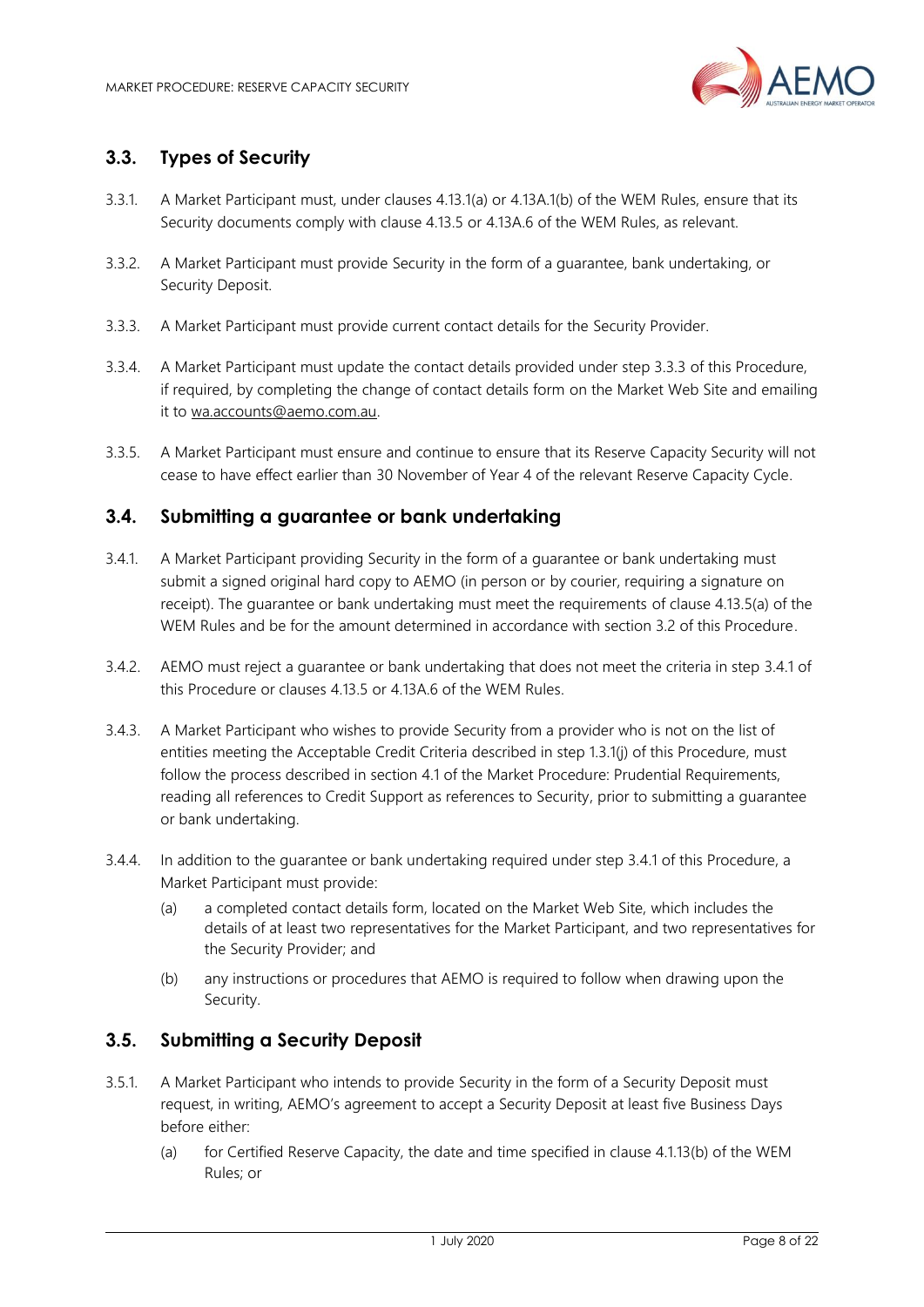## 3.3. Types of Security

3.3.1. A Market Participant must, under clauses 4.13.1(a) or 4.13A.1(b) of the WEM Rules, ensure that its Security documents comply with clause 4.13.5 or 4.13A.6 of the WEM Rules, as relevant.

3.3.2. A Market Participant must provide Security in the form of a guarantee, bank undertaking, or Security Deposit.

3.3.3. A Market Participant must provide current contact details for the Security Provider.

3.3.4. A Market Participant must update the contact details provided under step 3.3.3 of this Procedure, if required, by completing the change of contact details form on the Market Web Site and emailing it to wa.accounts@aemo.com.au.

3.3.5. A Market Participant must ensure and continue to ensure that its Reserve Capacity Security will not cease to have effect earlier than 30 November of Year 4 of the relevant Reserve Capacity Cycle.

## 3.4. Submitting a guarantee or bank undertaking

3.4.1. A Market Participant providing Security in the form of a guarantee or bank undertaking must submit a signed original hard copy to AEMO (in person or by courier, requiring a signature on receipt). The guarantee or bank undertaking must meet the requirements of clause 4.13.5(a) of the WEM Rules and be for the amount determined in accordance with section 3.2 of this Procedure.

3.4.2. AEMO must reject a guarantee or bank undertaking that does not meet the criteria in step 3.4.1 of this Procedure or clauses 4.13.5 or 4.13A.6 of the WEM Rules.

3.4.3. A Market Participant who wishes to provide Security from a provider who is not on the list of entities meeting the Acceptable Credit Criteria described in step 1.3.1(j) of this Procedure, must follow the process described in section 4.1 of the Market Procedure: Prudential Requirements, reading all references to Credit Support as references to Security, prior to submitting a guarantee or bank undertaking.

3.4.4. In addition to the guarantee or bank undertaking required under step 3.4.1 of this Procedure, a Market Participant must provide:

(a) a completed contact details form, located on the Market Web Site, which includes the details of at least two representatives for the Market Participant, and two representatives for the Security Provider; and

(b) any instructions or procedures that AEMO is required to follow when drawing upon the Security.

## 3.5. Submitting a Security Deposit

3.5.1. A Market Participant who intends to provide Security in the form of a Security Deposit must request, in writing, AEMO's agreement to accept a Security Deposit at least five Business Days before either:

(a) for Certified Reserve Capacity, the date and time specified in clause 4.1.13(b) of the WEM Rules; or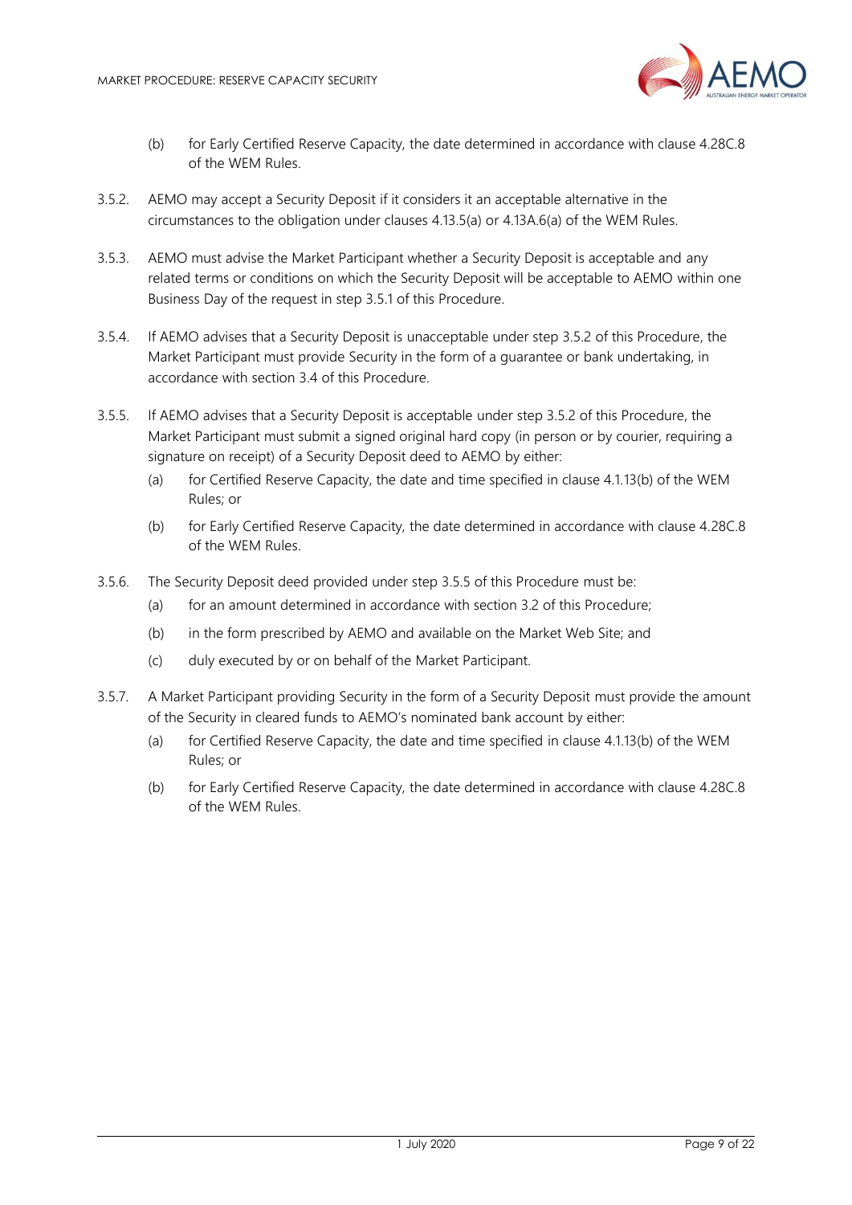(b) for Early Certified Reserve Capacity, the date determined in accordance with clause 4.28C.8 of the WEM Rules.

3.5.2. AEMO may accept a Security Deposit if it considers it an acceptable alternative in the circumstances to the obligation under clauses 4.13.5(a) or 4.13A.6(a) of the WEM Rules.

3.5.3. AEMO must advise the Market Participant whether a Security Deposit is acceptable and any related terms or conditions on which the Security Deposit will be acceptable to AEMO within one Business Day of the request in step 3.5.1 of this Procedure.

3.5.4. If AEMO advises that a Security Deposit is unacceptable under step 3.5.2 of this Procedure, the Market Participant must provide Security in the form of a guarantee or bank undertaking, in accordance with section 3.4 of this Procedure.

3.5.5. If AEMO advises that a Security Deposit is acceptable under step 3.5.2 of this Procedure, the Market Participant must submit a signed original hard copy (in person or by courier, requiring a signature on receipt) of a Security Deposit deed to AEMO by either:

(a) for Certified Reserve Capacity, the date and time specified in clause 4.1.13(b) of the WEM Rules; or

(b) for Early Certified Reserve Capacity, the date determined in accordance with clause 4.28C.8 of the WEM Rules.

3.5.6. The Security Deposit deed provided under step 3.5.5 of this Procedure must be:

(a) for an amount determined in accordance with section 3.2 of this Procedure;

(b) in the form prescribed by AEMO and available on the Market Web Site; and

(c) duly executed by or on behalf of the Market Participant.

3.5.7. A Market Participant providing Security in the form of a Security Deposit must provide the amount of the Security in cleared funds to AEMO's nominated bank account by either:

(a) for Certified Reserve Capacity, the date and time specified in clause 4.1.13(b) of the WEM Rules; or

(b) for Early Certified Reserve Capacity, the date determined in accordance with clause 4.28C.8 of the WEM Rules.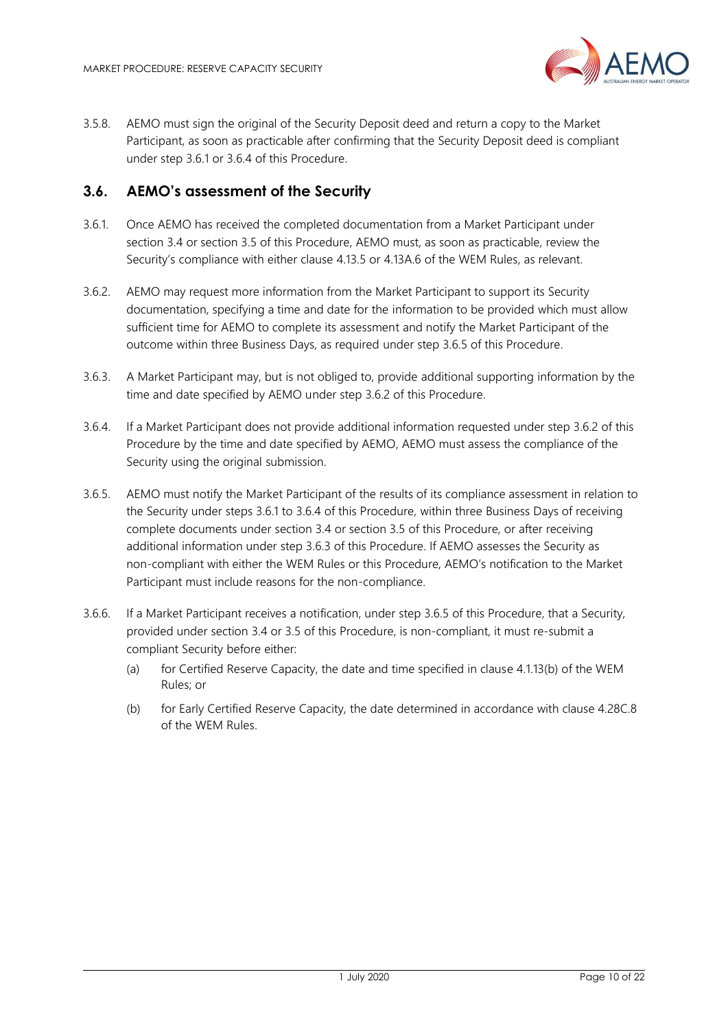3.5.8. AEMO must sign the original of the Security Deposit deed and return a copy to the Market Participant, as soon as practicable after confirming that the Security Deposit deed is compliant under step 3.6.1 or 3.6.4 of this Procedure.

## 3.6. AEMO's assessment of the Security

3.6.1. Once AEMO has received the completed documentation from a Market Participant under section 3.4 or section 3.5 of this Procedure, AEMO must, as soon as practicable, review the Security's compliance with either clause 4.13.5 or 4.13A.6 of the WEM Rules, as relevant.

3.6.2. AEMO may request more information from the Market Participant to support its Security documentation, specifying a time and date for the information to be provided which must allow sufficient time for AEMO to complete its assessment and notify the Market Participant of the outcome within three Business Days, as required under step 3.6.5 of this Procedure.

3.6.3. A Market Participant may, but is not obliged to, provide additional supporting information by the time and date specified by AEMO under step 3.6.2 of this Procedure.

3.6.4. If a Market Participant does not provide additional information requested under step 3.6.2 of this Procedure by the time and date specified by AEMO, AEMO must assess the compliance of the Security using the original submission.

3.6.5. AEMO must notify the Market Participant of the results of its compliance assessment in relation to the Security under steps 3.6.1 to 3.6.4 of this Procedure, within three Business Days of receiving complete documents under section 3.4 or section 3.5 of this Procedure, or after receiving additional information under step 3.6.3 of this Procedure. If AEMO assesses the Security as non-compliant with either the WEM Rules or this Procedure, AEMO's notification to the Market Participant must include reasons for the non-compliance.

3.6.6. If a Market Participant receives a notification, under step 3.6.5 of this Procedure, that a Security, provided under section 3.4 or 3.5 of this Procedure, is non-compliant, it must re-submit a compliant Security before either:

(a) for Certified Reserve Capacity, the date and time specified in clause 4.1.13(b) of the WEM Rules; or

(b) for Early Certified Reserve Capacity, the date determined in accordance with clause 4.28C.8 of the WEM Rules.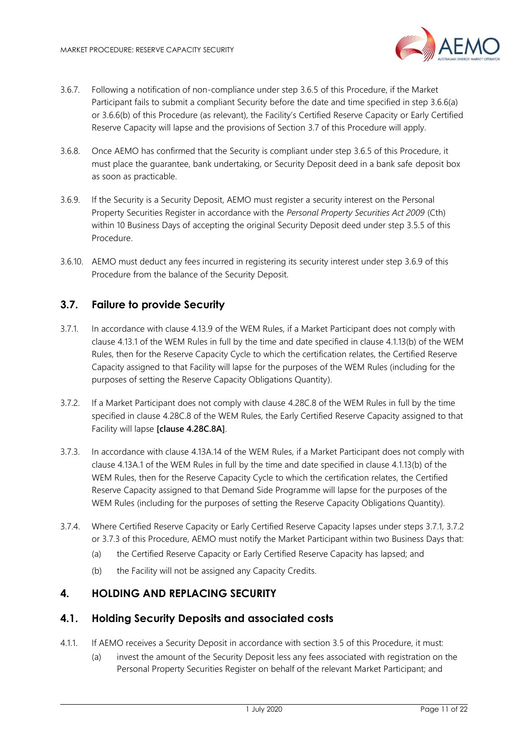3.6.7. Following a notification of non-compliance under step 3.6.5 of this Procedure, if the Market Participant fails to submit a compliant Security before the date and time specified in step 3.6.6(a) or 3.6.6(b) of this Procedure (as relevant), the Facility's Certified Reserve Capacity or Early Certified Reserve Capacity will lapse and the provisions of Section 3.7 of this Procedure will apply.

3.6.8. Once AEMO has confirmed that the Security is compliant under step 3.6.5 of this Procedure, it must place the guarantee, bank undertaking, or Security Deposit deed in a bank safe deposit box as soon as practicable.

3.6.9. If the Security is a Security Deposit, AEMO must register a security interest on the Personal Property Securities Register in accordance with the *Personal Property Securities Act 2009* (Cth) within 10 Business Days of accepting the original Security Deposit deed under step 3.5.5 of this Procedure.

3.6.10. AEMO must deduct any fees incurred in registering its security interest under step 3.6.9 of this Procedure from the balance of the Security Deposit.

## 3.7. Failure to provide Security

3.7.1. In accordance with clause 4.13.9 of the WEM Rules, if a Market Participant does not comply with clause 4.13.1 of the WEM Rules in full by the time and date specified in clause 4.1.13(b) of the WEM Rules, then for the Reserve Capacity Cycle to which the certification relates, the Certified Reserve Capacity assigned to that Facility will lapse for the purposes of the WEM Rules (including for the purposes of setting the Reserve Capacity Obligations Quantity).

3.7.2. If a Market Participant does not comply with clause 4.28C.8 of the WEM Rules in full by the time specified in clause 4.28C.8 of the WEM Rules, the Early Certified Reserve Capacity assigned to that Facility will lapse **[clause 4.28C.8A]**.

3.7.3. In accordance with clause 4.13A.14 of the WEM Rules, if a Market Participant does not comply with clause 4.13A.1 of the WEM Rules in full by the time and date specified in clause 4.1.13(b) of the WEM Rules, then for the Reserve Capacity Cycle to which the certification relates, the Certified Reserve Capacity assigned to that Demand Side Programme will lapse for the purposes of the WEM Rules (including for the purposes of setting the Reserve Capacity Obligations Quantity).

3.7.4. Where Certified Reserve Capacity or Early Certified Reserve Capacity lapses under steps 3.7.1, 3.7.2 or 3.7.3 of this Procedure, AEMO must notify the Market Participant within two Business Days that:

(a) the Certified Reserve Capacity or Early Certified Reserve Capacity has lapsed; and

(b) the Facility will not be assigned any Capacity Credits.

# 4. HOLDING AND REPLACING SECURITY

## 4.1. Holding Security Deposits and associated costs

4.1.1. If AEMO receives a Security Deposit in accordance with section 3.5 of this Procedure, it must:

(a) invest the amount of the Security Deposit less any fees associated with registration on the Personal Property Securities Register on behalf of the relevant Market Participant; and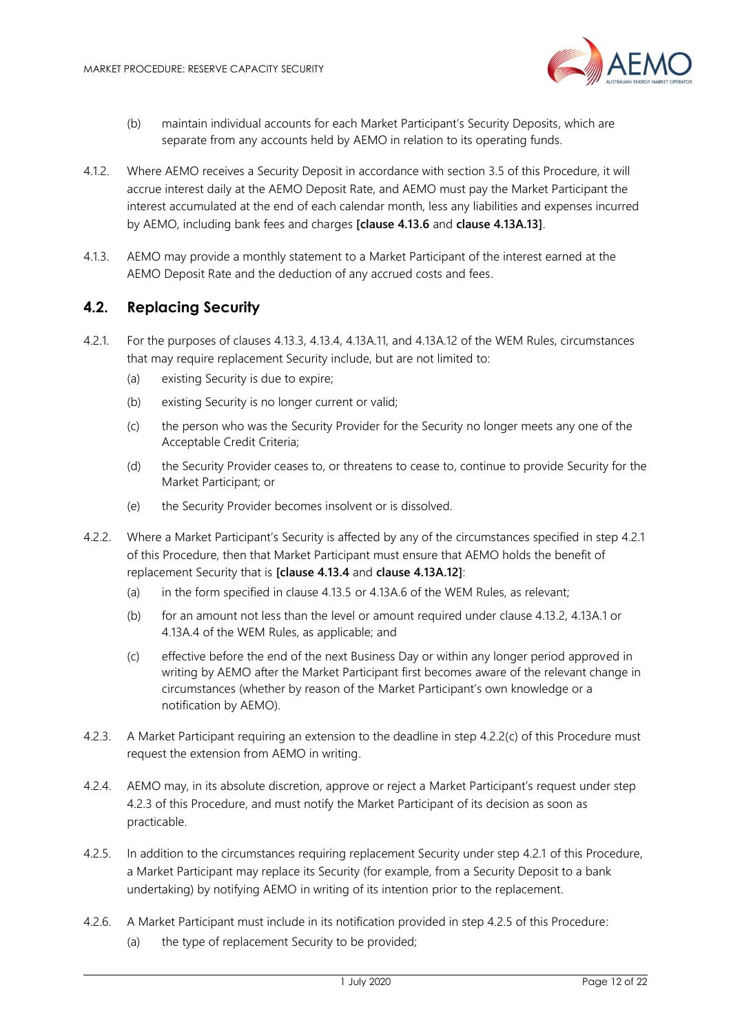(b) maintain individual accounts for each Market Participant's Security Deposits, which are separate from any accounts held by AEMO in relation to its operating funds.

4.1.2. Where AEMO receives a Security Deposit in accordance with section 3.5 of this Procedure, it will accrue interest daily at the AEMO Deposit Rate, and AEMO must pay the Market Participant the interest accumulated at the end of each calendar month, less any liabilities and expenses incurred by AEMO, including bank fees and charges **[clause 4.13.6** and **clause 4.13A.13]**.

4.1.3. AEMO may provide a monthly statement to a Market Participant of the interest earned at the AEMO Deposit Rate and the deduction of any accrued costs and fees.

## 4.2. Replacing Security

4.2.1. For the purposes of clauses 4.13.3, 4.13.4, 4.13A.11, and 4.13A.12 of the WEM Rules, circumstances that may require replacement Security include, but are not limited to:

(a) existing Security is due to expire;

(b) existing Security is no longer current or valid;

(c) the person who was the Security Provider for the Security no longer meets any one of the Acceptable Credit Criteria;

(d) the Security Provider ceases to, or threatens to cease to, continue to provide Security for the Market Participant; or

(e) the Security Provider becomes insolvent or is dissolved.

4.2.2. Where a Market Participant's Security is affected by any of the circumstances specified in step 4.2.1 of this Procedure, then that Market Participant must ensure that AEMO holds the benefit of replacement Security that is **[clause 4.13.4** and **clause 4.13A.12]**:

(a) in the form specified in clause 4.13.5 or 4.13A.6 of the WEM Rules, as relevant;

(b) for an amount not less than the level or amount required under clause 4.13.2, 4.13A.1 or 4.13A.4 of the WEM Rules, as applicable; and

(c) effective before the end of the next Business Day or within any longer period approved in writing by AEMO after the Market Participant first becomes aware of the relevant change in circumstances (whether by reason of the Market Participant's own knowledge or a notification by AEMO).

4.2.3. A Market Participant requiring an extension to the deadline in step 4.2.2(c) of this Procedure must request the extension from AEMO in writing.

4.2.4. AEMO may, in its absolute discretion, approve or reject a Market Participant's request under step 4.2.3 of this Procedure, and must notify the Market Participant of its decision as soon as practicable.

4.2.5. In addition to the circumstances requiring replacement Security under step 4.2.1 of this Procedure, a Market Participant may replace its Security (for example, from a Security Deposit to a bank undertaking) by notifying AEMO in writing of its intention prior to the replacement.

4.2.6. A Market Participant must include in its notification provided in step 4.2.5 of this Procedure:

(a) the type of replacement Security to be provided;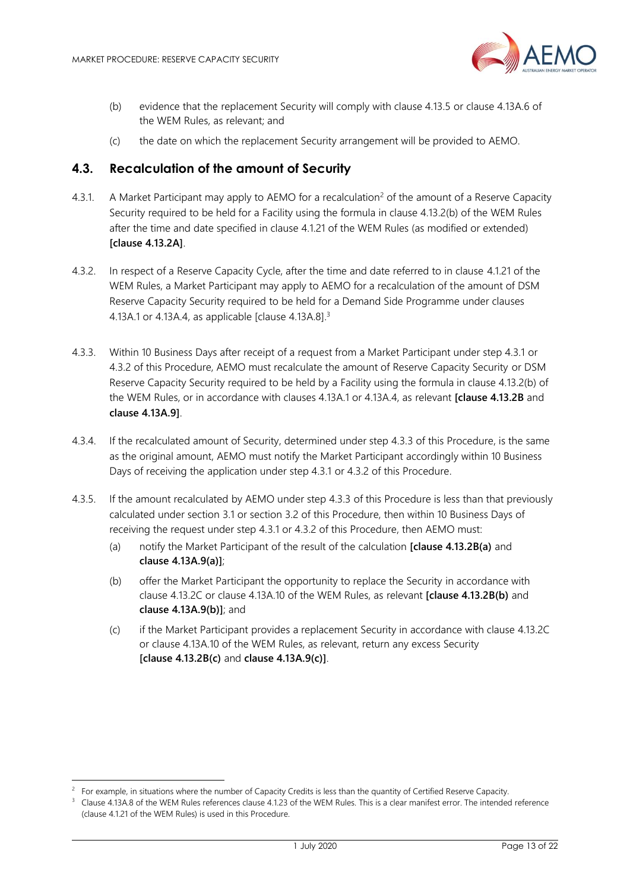(b) evidence that the replacement Security will comply with clause 4.13.5 or clause 4.13A.6 of the WEM Rules, as relevant; and

(c) the date on which the replacement Security arrangement will be provided to AEMO.

## 4.3. Recalculation of the amount of Security

4.3.1. A Market Participant may apply to AEMO for a recalculation[2] of the amount of a Reserve Capacity Security required to be held for a Facility using the formula in clause 4.13.2(b) of the WEM Rules after the time and date specified in clause 4.1.21 of the WEM Rules (as modified or extended) **[clause 4.13.2A]**.

4.3.2. In respect of a Reserve Capacity Cycle, after the time and date referred to in clause 4.1.21 of the WEM Rules, a Market Participant may apply to AEMO for a recalculation of the amount of DSM Reserve Capacity Security required to be held for a Demand Side Programme under clauses 4.13A.1 or 4.13A.4, as applicable [clause 4.13A.8].[3]

4.3.3. Within 10 Business Days after receipt of a request from a Market Participant under step 4.3.1 or 4.3.2 of this Procedure, AEMO must recalculate the amount of Reserve Capacity Security or DSM Reserve Capacity Security required to be held by a Facility using the formula in clause 4.13.2(b) of the WEM Rules, or in accordance with clauses 4.13A.1 or 4.13A.4, as relevant **[clause 4.13.2B** and **clause 4.13A.9]**.

4.3.4. If the recalculated amount of Security, determined under step 4.3.3 of this Procedure, is the same as the original amount, AEMO must notify the Market Participant accordingly within 10 Business Days of receiving the application under step 4.3.1 or 4.3.2 of this Procedure.

4.3.5. If the amount recalculated by AEMO under step 4.3.3 of this Procedure is less than that previously calculated under section 3.1 or section 3.2 of this Procedure, then within 10 Business Days of receiving the request under step 4.3.1 or 4.3.2 of this Procedure, then AEMO must:

(a) notify the Market Participant of the result of the calculation **[clause 4.13.2B(a)** and **clause 4.13A.9(a)]**;

(b) offer the Market Participant the opportunity to replace the Security in accordance with clause 4.13.2C or clause 4.13A.10 of the WEM Rules, as relevant **[clause 4.13.2B(b)** and **clause 4.13A.9(b)]**; and

(c) if the Market Participant provides a replacement Security in accordance with clause 4.13.2C or clause 4.13A.10 of the WEM Rules, as relevant, return any excess Security **[clause 4.13.2B(c)** and **clause 4.13A.9(c)]**.

---

[2] For example, in situations where the number of Capacity Credits is less than the quantity of Certified Reserve Capacity.

[3] Clause 4.13A.8 of the WEM Rules references clause 4.1.23 of the WEM Rules. This is a clear manifest error. The intended reference (clause 4.1.21 of the WEM Rules) is used in this Procedure.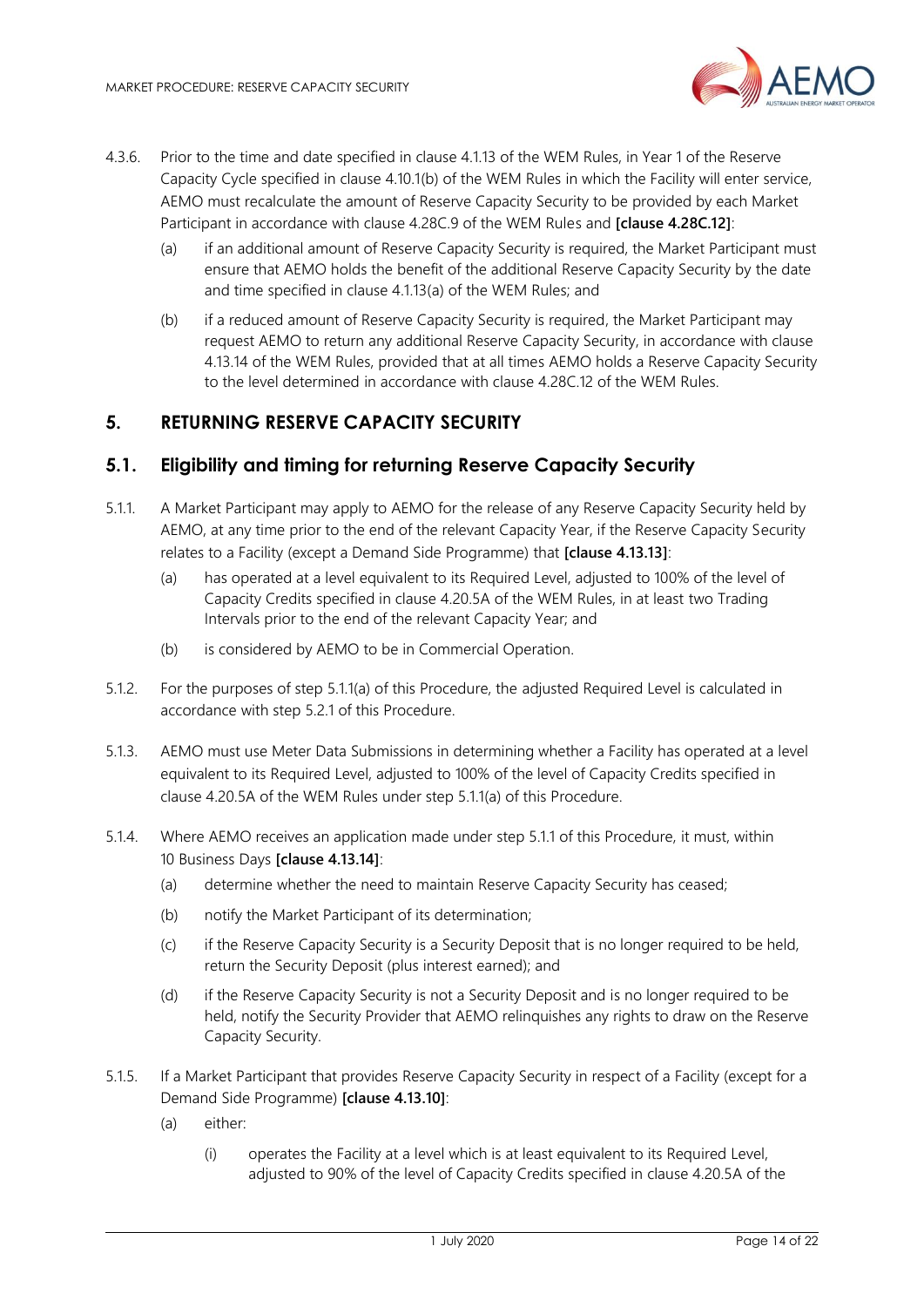4.3.6. Prior to the time and date specified in clause 4.1.13 of the WEM Rules, in Year 1 of the Reserve Capacity Cycle specified in clause 4.10.1(b) of the WEM Rules in which the Facility will enter service, AEMO must recalculate the amount of Reserve Capacity Security to be provided by each Market Participant in accordance with clause 4.28C.9 of the WEM Rules and **[clause 4.28C.12]**:

(a) if an additional amount of Reserve Capacity Security is required, the Market Participant must ensure that AEMO holds the benefit of the additional Reserve Capacity Security by the date and time specified in clause 4.1.13(a) of the WEM Rules; and

(b) if a reduced amount of Reserve Capacity Security is required, the Market Participant may request AEMO to return any additional Reserve Capacity Security, in accordance with clause 4.13.14 of the WEM Rules, provided that at all times AEMO holds a Reserve Capacity Security to the level determined in accordance with clause 4.28C.12 of the WEM Rules.

# 5. RETURNING RESERVE CAPACITY SECURITY

## 5.1. Eligibility and timing for returning Reserve Capacity Security

5.1.1. A Market Participant may apply to AEMO for the release of any Reserve Capacity Security held by AEMO, at any time prior to the end of the relevant Capacity Year, if the Reserve Capacity Security relates to a Facility (except a Demand Side Programme) that **[clause 4.13.13]**:

(a) has operated at a level equivalent to its Required Level, adjusted to 100% of the level of Capacity Credits specified in clause 4.20.5A of the WEM Rules, in at least two Trading Intervals prior to the end of the relevant Capacity Year; and

(b) is considered by AEMO to be in Commercial Operation.

5.1.2. For the purposes of step 5.1.1(a) of this Procedure, the adjusted Required Level is calculated in accordance with step 5.2.1 of this Procedure.

5.1.3. AEMO must use Meter Data Submissions in determining whether a Facility has operated at a level equivalent to its Required Level, adjusted to 100% of the level of Capacity Credits specified in clause 4.20.5A of the WEM Rules under step 5.1.1(a) of this Procedure.

5.1.4. Where AEMO receives an application made under step 5.1.1 of this Procedure, it must, within 10 Business Days **[clause 4.13.14]**:

(a) determine whether the need to maintain Reserve Capacity Security has ceased;

(b) notify the Market Participant of its determination;

(c) if the Reserve Capacity Security is a Security Deposit that is no longer required to be held, return the Security Deposit (plus interest earned); and

(d) if the Reserve Capacity Security is not a Security Deposit and is no longer required to be held, notify the Security Provider that AEMO relinquishes any rights to draw on the Reserve Capacity Security.

5.1.5. If a Market Participant that provides Reserve Capacity Security in respect of a Facility (except for a Demand Side Programme) **[clause 4.13.10]**:

(a) either:

(i) operates the Facility at a level which is at least equivalent to its Required Level, adjusted to 90% of the level of Capacity Credits specified in clause 4.20.5A of the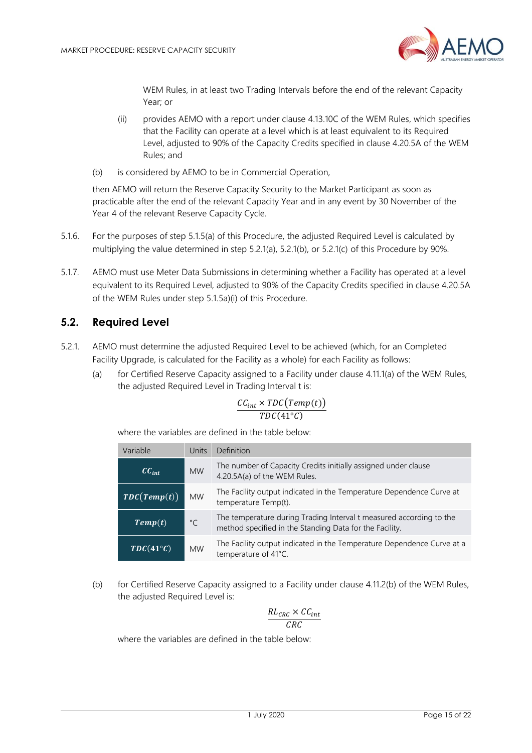WEM Rules, in at least two Trading Intervals before the end of the relevant Capacity Year; or

(ii) provides AEMO with a report under clause 4.13.10C of the WEM Rules, which specifies that the Facility can operate at a level which is at least equivalent to its Required Level, adjusted to 90% of the Capacity Credits specified in clause 4.20.5A of the WEM Rules; and

(b) is considered by AEMO to be in Commercial Operation,

then AEMO will return the Reserve Capacity Security to the Market Participant as soon as practicable after the end of the relevant Capacity Year and in any event by 30 November of the Year 4 of the relevant Reserve Capacity Cycle.

5.1.6. For the purposes of step 5.1.5(a) of this Procedure, the adjusted Required Level is calculated by multiplying the value determined in step 5.2.1(a), 5.2.1(b), or 5.2.1(c) of this Procedure by 90%.

5.1.7. AEMO must use Meter Data Submissions in determining whether a Facility has operated at a level equivalent to its Required Level, adjusted to 90% of the Capacity Credits specified in clause 4.20.5A of the WEM Rules under step 5.1.5a)(i) of this Procedure.

## 5.2. Required Level

5.2.1. AEMO must determine the adjusted Required Level to be achieved (which, for an Completed Facility Upgrade, is calculated for the Facility as a whole) for each Facility as follows:

(a) for Certified Reserve Capacity assigned to a Facility under clause 4.11.1(a) of the WEM Rules, the adjusted Required Level in Trading Interval t is:

$$\frac{CC_{int} \times TDC(Temp(t))}{TDC(41°C)}$$

where the variables are defined in the table below:

| Variable | Units | Definition |
|---|---|---|
| $CC_{int}$ | MW | The number of Capacity Credits initially assigned under clause 4.20.5A(a) of the WEM Rules. |
| $TDC(Temp(t))$ | MW | The Facility output indicated in the Temperature Dependence Curve at temperature Temp(t). |
| $Temp(t)$ | °C | The temperature during Trading Interval t measured according to the method specified in the Standing Data for the Facility. |
| $TDC(41°C)$ | MW | The Facility output indicated in the Temperature Dependence Curve at a temperature of 41°C. |

(b) for Certified Reserve Capacity assigned to a Facility under clause 4.11.2(b) of the WEM Rules, the adjusted Required Level is:

$$\frac{RL_{CRC} \times CC_{int}}{CRC}$$

where the variables are defined in the table below: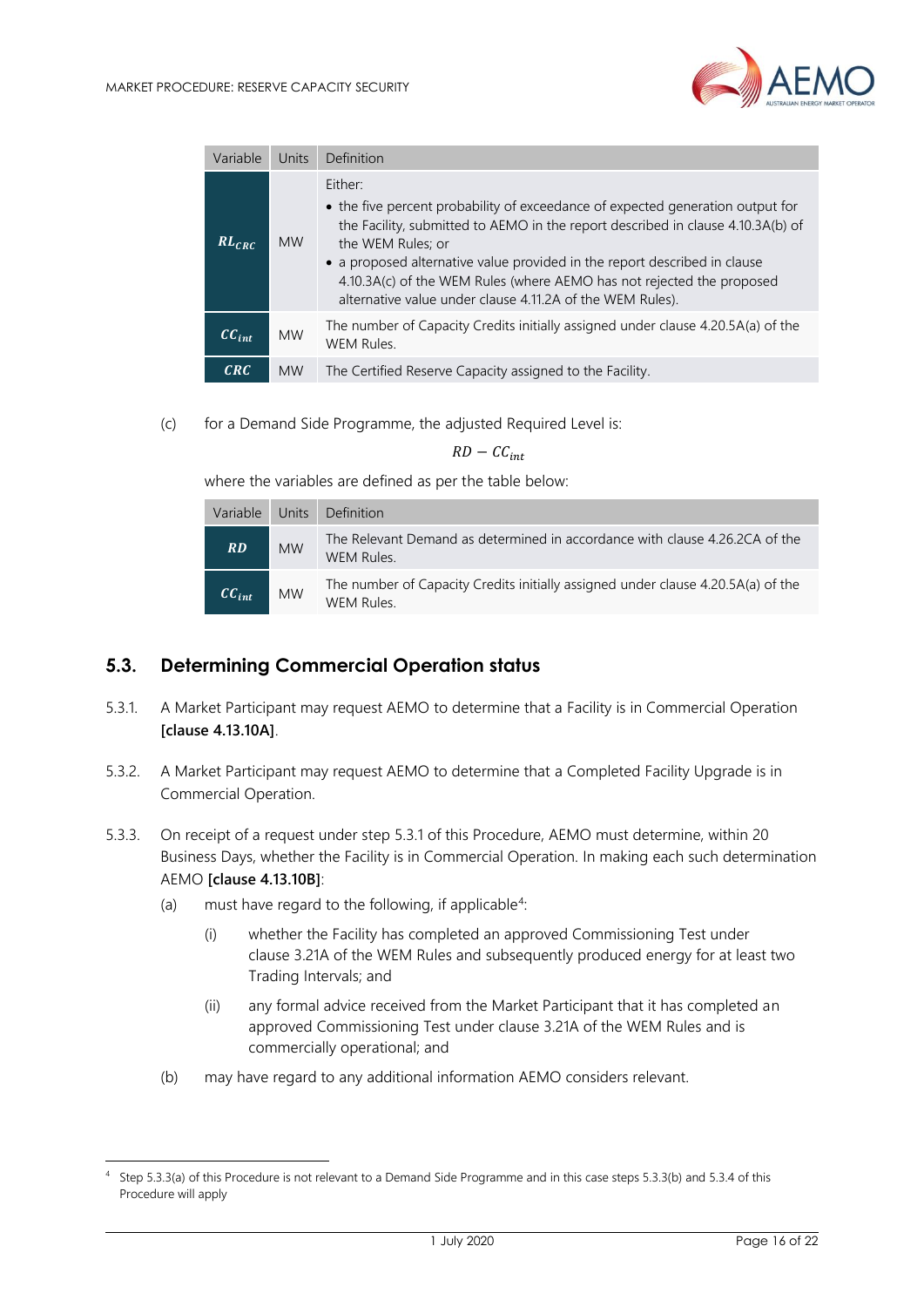| Variable | Units | Definition |
| --- | --- | --- |
| $RL_{CRC}$ | MW | Either: <br>• the five percent probability of exceedance of expected generation output for the Facility, submitted to AEMO in the report described in clause 4.10.3A(b) of the WEM Rules; or <br>• a proposed alternative value provided in the report described in clause 4.10.3A(c) of the WEM Rules (where AEMO has not rejected the proposed alternative value under clause 4.11.2A of the WEM Rules). |
| $CC_{int}$ | MW | The number of Capacity Credits initially assigned under clause 4.20.5A(a) of the WEM Rules. |
| $CRC$ | MW | The Certified Reserve Capacity assigned to the Facility. |

(c) for a Demand Side Programme, the adjusted Required Level is:

$$RD - CC_{int}$$

where the variables are defined as per the table below:

| Variable | Units | Definition |
| --- | --- | --- |
| $RD$ | MW | The Relevant Demand as determined in accordance with clause 4.26.2CA of the WEM Rules. |
| $CC_{int}$ | MW | The number of Capacity Credits initially assigned under clause 4.20.5A(a) of the WEM Rules. |

## 5.3. Determining Commercial Operation status

5.3.1. A Market Participant may request AEMO to determine that a Facility is in Commercial Operation **[clause 4.13.10A]**.

5.3.2. A Market Participant may request AEMO to determine that a Completed Facility Upgrade is in Commercial Operation.

5.3.3. On receipt of a request under step 5.3.1 of this Procedure, AEMO must determine, within 20 Business Days, whether the Facility is in Commercial Operation. In making each such determination AEMO **[clause 4.13.10B]**:

(a) must have regard to the following, if applicable[4]:

(i) whether the Facility has completed an approved Commissioning Test under clause 3.21A of the WEM Rules and subsequently produced energy for at least two Trading Intervals; and

(ii) any formal advice received from the Market Participant that it has completed an approved Commissioning Test under clause 3.21A of the WEM Rules and is commercially operational; and

(b) may have regard to any additional information AEMO considers relevant.

[4] Step 5.3.3(a) of this Procedure is not relevant to a Demand Side Programme and in this case steps 5.3.3(b) and 5.3.4 of this Procedure will apply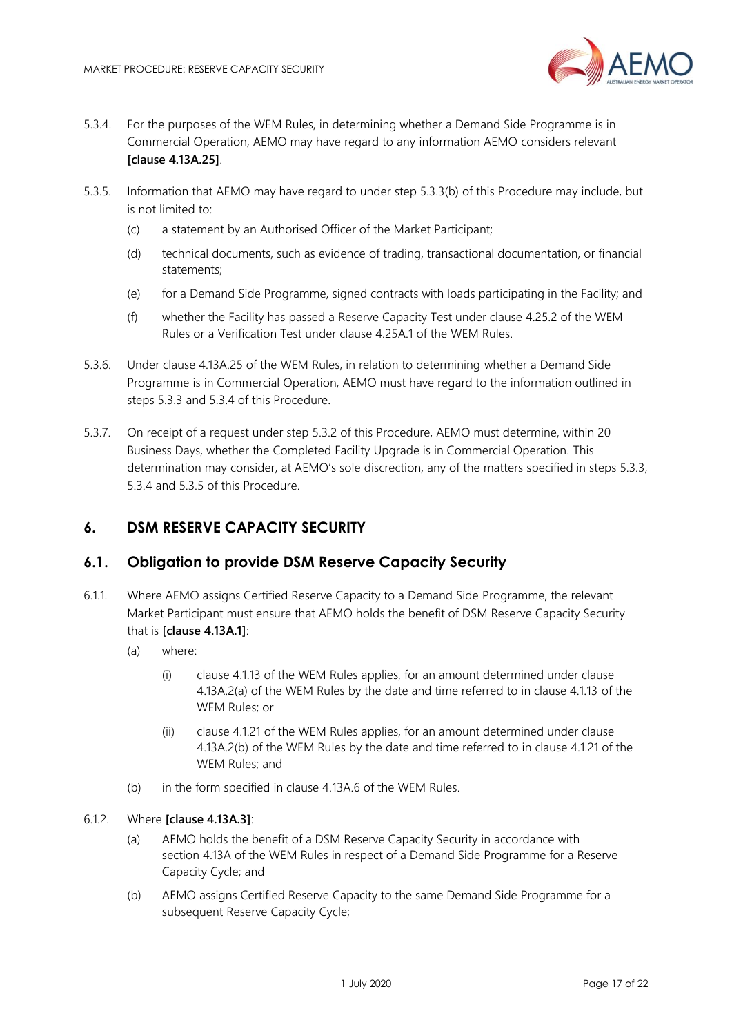5.3.4. For the purposes of the WEM Rules, in determining whether a Demand Side Programme is in Commercial Operation, AEMO may have regard to any information AEMO considers relevant **[clause 4.13A.25]**.

5.3.5. Information that AEMO may have regard to under step 5.3.3(b) of this Procedure may include, but is not limited to:

- (c) a statement by an Authorised Officer of the Market Participant;
- (d) technical documents, such as evidence of trading, transactional documentation, or financial statements;
- (e) for a Demand Side Programme, signed contracts with loads participating in the Facility; and
- (f) whether the Facility has passed a Reserve Capacity Test under clause 4.25.2 of the WEM Rules or a Verification Test under clause 4.25A.1 of the WEM Rules.

5.3.6. Under clause 4.13A.25 of the WEM Rules, in relation to determining whether a Demand Side Programme is in Commercial Operation, AEMO must have regard to the information outlined in steps 5.3.3 and 5.3.4 of this Procedure.

5.3.7. On receipt of a request under step 5.3.2 of this Procedure, AEMO must determine, within 20 Business Days, whether the Completed Facility Upgrade is in Commercial Operation. This determination may consider, at AEMO's sole discrection, any of the matters specified in steps 5.3.3, 5.3.4 and 5.3.5 of this Procedure.

# 6. DSM RESERVE CAPACITY SECURITY

## 6.1. Obligation to provide DSM Reserve Capacity Security

6.1.1. Where AEMO assigns Certified Reserve Capacity to a Demand Side Programme, the relevant Market Participant must ensure that AEMO holds the benefit of DSM Reserve Capacity Security that is **[clause 4.13A.1]**:

- (a) where:
  - (i) clause 4.1.13 of the WEM Rules applies, for an amount determined under clause 4.13A.2(a) of the WEM Rules by the date and time referred to in clause 4.1.13 of the WEM Rules; or
  - (ii) clause 4.1.21 of the WEM Rules applies, for an amount determined under clause 4.13A.2(b) of the WEM Rules by the date and time referred to in clause 4.1.21 of the WEM Rules; and
- (b) in the form specified in clause 4.13A.6 of the WEM Rules.

6.1.2. Where **[clause 4.13A.3]**:

- (a) AEMO holds the benefit of a DSM Reserve Capacity Security in accordance with section 4.13A of the WEM Rules in respect of a Demand Side Programme for a Reserve Capacity Cycle; and
- (b) AEMO assigns Certified Reserve Capacity to the same Demand Side Programme for a subsequent Reserve Capacity Cycle;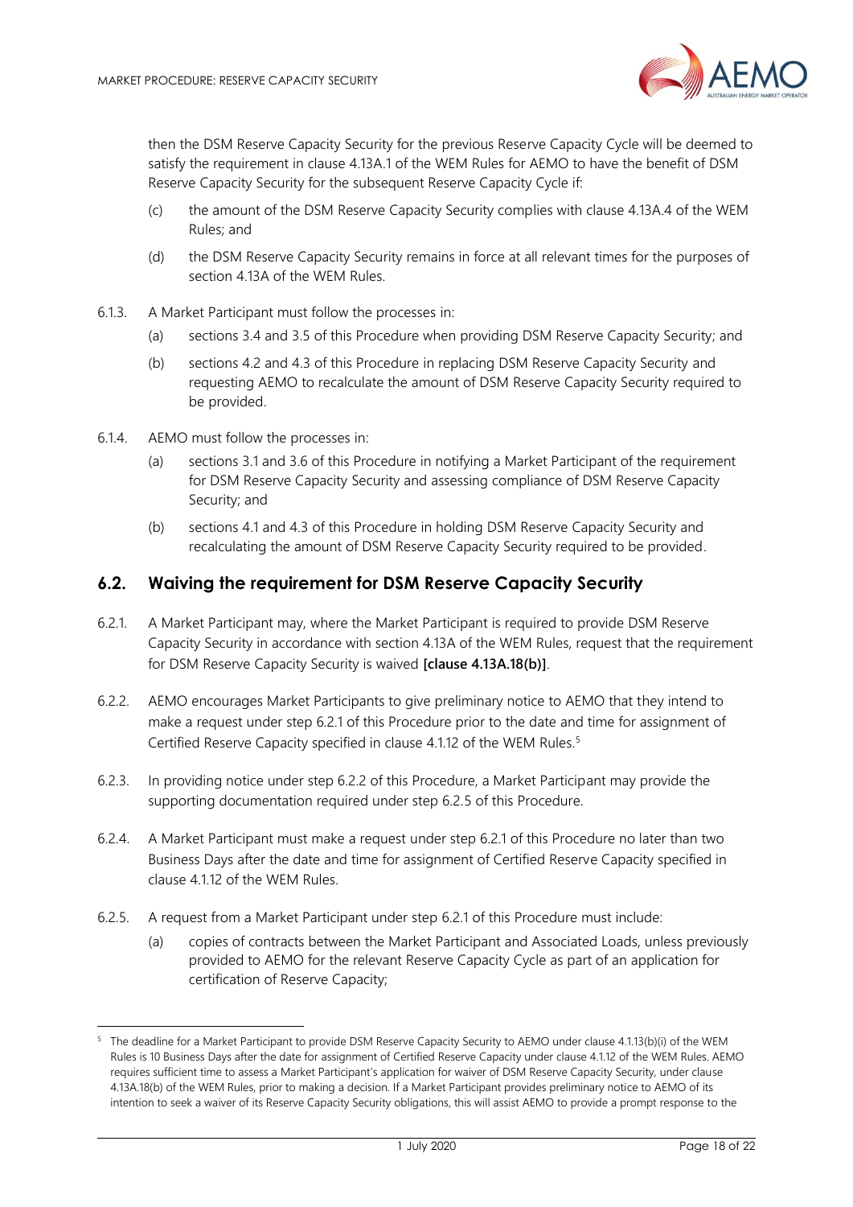then the DSM Reserve Capacity Security for the previous Reserve Capacity Cycle will be deemed to satisfy the requirement in clause 4.13A.1 of the WEM Rules for AEMO to have the benefit of DSM Reserve Capacity Security for the subsequent Reserve Capacity Cycle if:

(c) the amount of the DSM Reserve Capacity Security complies with clause 4.13A.4 of the WEM Rules; and

(d) the DSM Reserve Capacity Security remains in force at all relevant times for the purposes of section 4.13A of the WEM Rules.

6.1.3. A Market Participant must follow the processes in:

(a) sections 3.4 and 3.5 of this Procedure when providing DSM Reserve Capacity Security; and

(b) sections 4.2 and 4.3 of this Procedure in replacing DSM Reserve Capacity Security and requesting AEMO to recalculate the amount of DSM Reserve Capacity Security required to be provided.

6.1.4. AEMO must follow the processes in:

(a) sections 3.1 and 3.6 of this Procedure in notifying a Market Participant of the requirement for DSM Reserve Capacity Security and assessing compliance of DSM Reserve Capacity Security; and

(b) sections 4.1 and 4.3 of this Procedure in holding DSM Reserve Capacity Security and recalculating the amount of DSM Reserve Capacity Security required to be provided.

## 6.2. Waiving the requirement for DSM Reserve Capacity Security

6.2.1. A Market Participant may, where the Market Participant is required to provide DSM Reserve Capacity Security in accordance with section 4.13A of the WEM Rules, request that the requirement for DSM Reserve Capacity Security is waived **[clause 4.13A.18(b)]**.

6.2.2. AEMO encourages Market Participants to give preliminary notice to AEMO that they intend to make a request under step 6.2.1 of this Procedure prior to the date and time for assignment of Certified Reserve Capacity specified in clause 4.1.12 of the WEM Rules.[5]

6.2.3. In providing notice under step 6.2.2 of this Procedure, a Market Participant may provide the supporting documentation required under step 6.2.5 of this Procedure.

6.2.4. A Market Participant must make a request under step 6.2.1 of this Procedure no later than two Business Days after the date and time for assignment of Certified Reserve Capacity specified in clause 4.1.12 of the WEM Rules.

6.2.5. A request from a Market Participant under step 6.2.1 of this Procedure must include:

(a) copies of contracts between the Market Participant and Associated Loads, unless previously provided to AEMO for the relevant Reserve Capacity Cycle as part of an application for certification of Reserve Capacity;

---

[5] The deadline for a Market Participant to provide DSM Reserve Capacity Security to AEMO under clause 4.1.13(b)(i) of the WEM Rules is 10 Business Days after the date for assignment of Certified Reserve Capacity under clause 4.1.12 of the WEM Rules. AEMO requires sufficient time to assess a Market Participant's application for waiver of DSM Reserve Capacity Security, under clause 4.13A.18(b) of the WEM Rules, prior to making a decision. If a Market Participant provides preliminary notice to AEMO of its intention to seek a waiver of its Reserve Capacity Security obligations, this will assist AEMO to provide a prompt response to the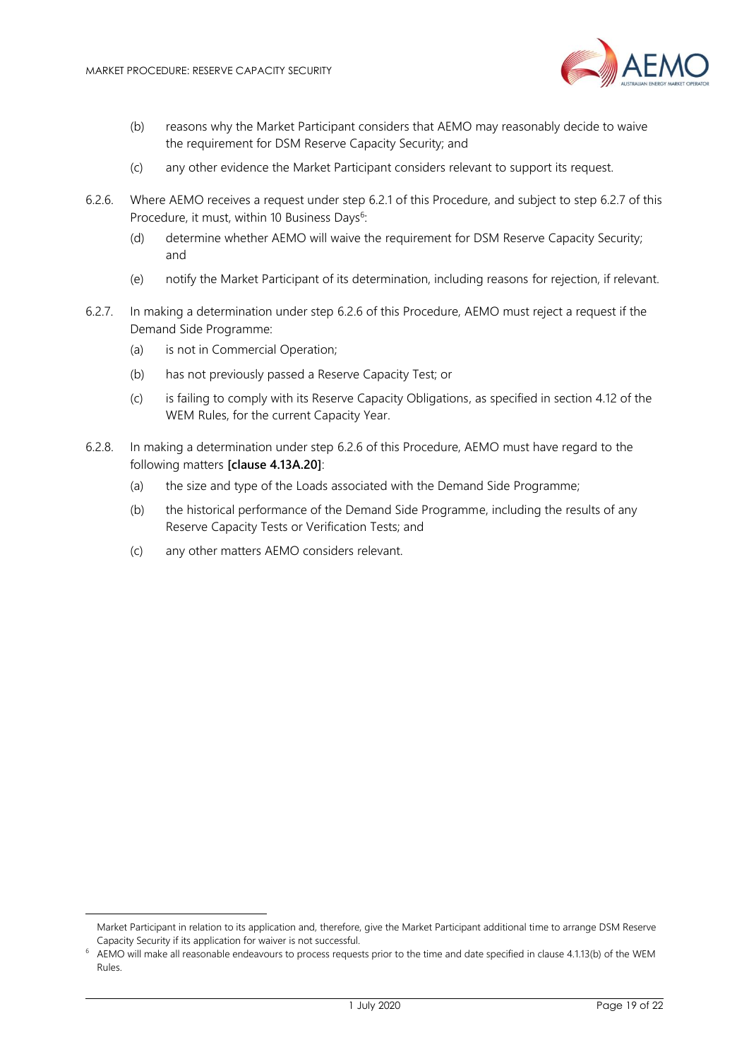(b) reasons why the Market Participant considers that AEMO may reasonably decide to waive the requirement for DSM Reserve Capacity Security; and

(c) any other evidence the Market Participant considers relevant to support its request.

6.2.6. Where AEMO receives a request under step 6.2.1 of this Procedure, and subject to step 6.2.7 of this Procedure, it must, within 10 Business Days[6]:

(d) determine whether AEMO will waive the requirement for DSM Reserve Capacity Security; and

(e) notify the Market Participant of its determination, including reasons for rejection, if relevant.

6.2.7. In making a determination under step 6.2.6 of this Procedure, AEMO must reject a request if the Demand Side Programme:

(a) is not in Commercial Operation;

(b) has not previously passed a Reserve Capacity Test; or

(c) is failing to comply with its Reserve Capacity Obligations, as specified in section 4.12 of the WEM Rules, for the current Capacity Year.

6.2.8. In making a determination under step 6.2.6 of this Procedure, AEMO must have regard to the following matters **[clause 4.13A.20]**:

(a) the size and type of the Loads associated with the Demand Side Programme;

(b) the historical performance of the Demand Side Programme, including the results of any Reserve Capacity Tests or Verification Tests; and

(c) any other matters AEMO considers relevant.

---

Market Participant in relation to its application and, therefore, give the Market Participant additional time to arrange DSM Reserve Capacity Security if its application for waiver is not successful.

[6] AEMO will make all reasonable endeavours to process requests prior to the time and date specified in clause 4.1.13(b) of the WEM Rules.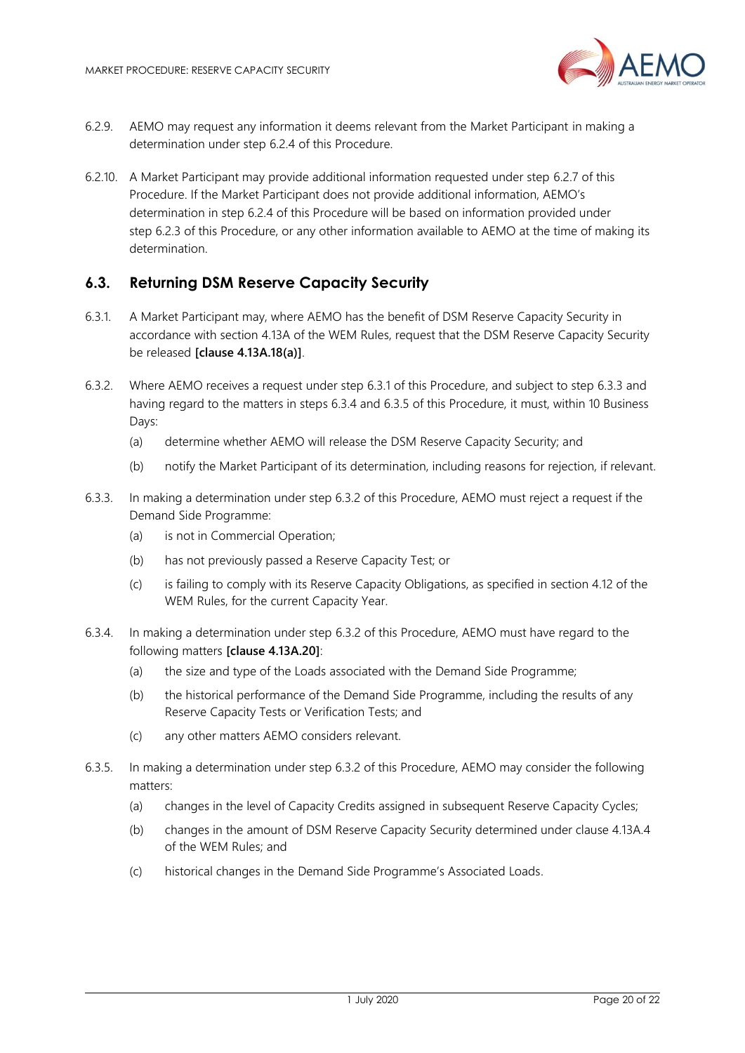6.2.9. AEMO may request any information it deems relevant from the Market Participant in making a determination under step 6.2.4 of this Procedure.

6.2.10. A Market Participant may provide additional information requested under step 6.2.7 of this Procedure. If the Market Participant does not provide additional information, AEMO's determination in step 6.2.4 of this Procedure will be based on information provided under step 6.2.3 of this Procedure, or any other information available to AEMO at the time of making its determination.

## 6.3. Returning DSM Reserve Capacity Security

6.3.1. A Market Participant may, where AEMO has the benefit of DSM Reserve Capacity Security in accordance with section 4.13A of the WEM Rules, request that the DSM Reserve Capacity Security be released **[clause 4.13A.18(a)]**.

6.3.2. Where AEMO receives a request under step 6.3.1 of this Procedure, and subject to step 6.3.3 and having regard to the matters in steps 6.3.4 and 6.3.5 of this Procedure, it must, within 10 Business Days:

- (a) determine whether AEMO will release the DSM Reserve Capacity Security; and
- (b) notify the Market Participant of its determination, including reasons for rejection, if relevant.

6.3.3. In making a determination under step 6.3.2 of this Procedure, AEMO must reject a request if the Demand Side Programme:

- (a) is not in Commercial Operation;
- (b) has not previously passed a Reserve Capacity Test; or
- (c) is failing to comply with its Reserve Capacity Obligations, as specified in section 4.12 of the WEM Rules, for the current Capacity Year.

6.3.4. In making a determination under step 6.3.2 of this Procedure, AEMO must have regard to the following matters **[clause 4.13A.20]**:

- (a) the size and type of the Loads associated with the Demand Side Programme;
- (b) the historical performance of the Demand Side Programme, including the results of any Reserve Capacity Tests or Verification Tests; and
- (c) any other matters AEMO considers relevant.

6.3.5. In making a determination under step 6.3.2 of this Procedure, AEMO may consider the following matters:

- (a) changes in the level of Capacity Credits assigned in subsequent Reserve Capacity Cycles;
- (b) changes in the amount of DSM Reserve Capacity Security determined under clause 4.13A.4 of the WEM Rules; and
- (c) historical changes in the Demand Side Programme's Associated Loads.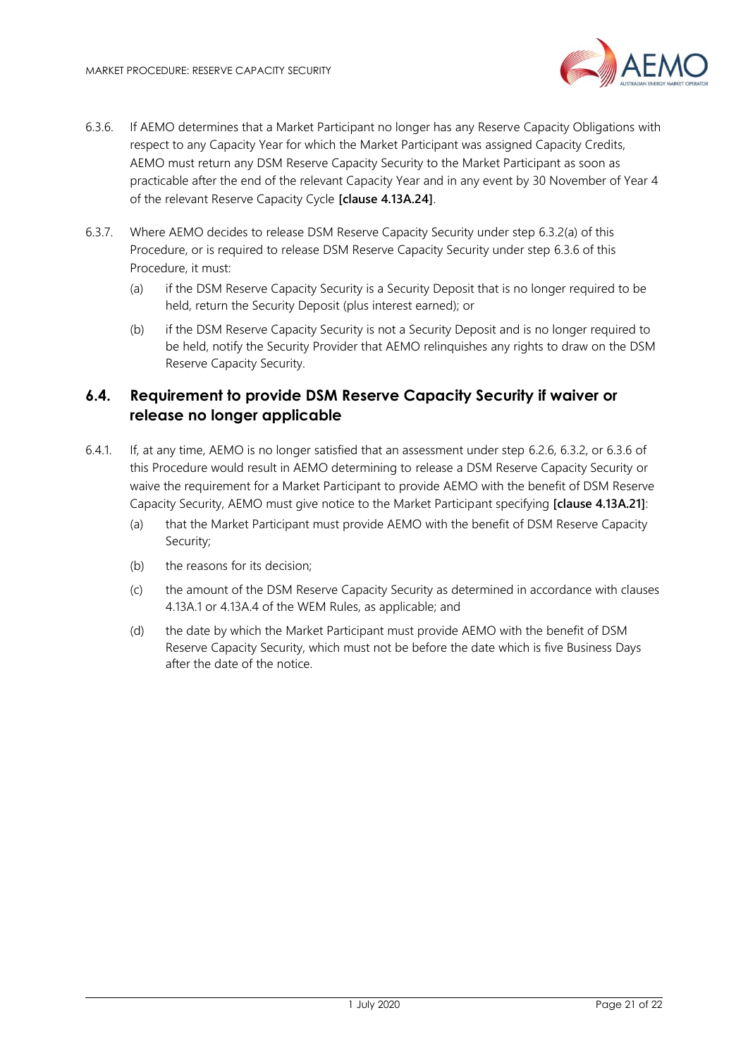6.3.6. If AEMO determines that a Market Participant no longer has any Reserve Capacity Obligations with respect to any Capacity Year for which the Market Participant was assigned Capacity Credits, AEMO must return any DSM Reserve Capacity Security to the Market Participant as soon as practicable after the end of the relevant Capacity Year and in any event by 30 November of Year 4 of the relevant Reserve Capacity Cycle **[clause 4.13A.24]**.

6.3.7. Where AEMO decides to release DSM Reserve Capacity Security under step 6.3.2(a) of this Procedure, or is required to release DSM Reserve Capacity Security under step 6.3.6 of this Procedure, it must:

(a) if the DSM Reserve Capacity Security is a Security Deposit that is no longer required to be held, return the Security Deposit (plus interest earned); or

(b) if the DSM Reserve Capacity Security is not a Security Deposit and is no longer required to be held, notify the Security Provider that AEMO relinquishes any rights to draw on the DSM Reserve Capacity Security.

## 6.4. Requirement to provide DSM Reserve Capacity Security if waiver or release no longer applicable

6.4.1. If, at any time, AEMO is no longer satisfied that an assessment under step 6.2.6, 6.3.2, or 6.3.6 of this Procedure would result in AEMO determining to release a DSM Reserve Capacity Security or waive the requirement for a Market Participant to provide AEMO with the benefit of DSM Reserve Capacity Security, AEMO must give notice to the Market Participant specifying **[clause 4.13A.21]**:

(a) that the Market Participant must provide AEMO with the benefit of DSM Reserve Capacity Security;

(b) the reasons for its decision;

(c) the amount of the DSM Reserve Capacity Security as determined in accordance with clauses 4.13A.1 or 4.13A.4 of the WEM Rules, as applicable; and

(d) the date by which the Market Participant must provide AEMO with the benefit of DSM Reserve Capacity Security, which must not be before the date which is five Business Days after the date of the notice.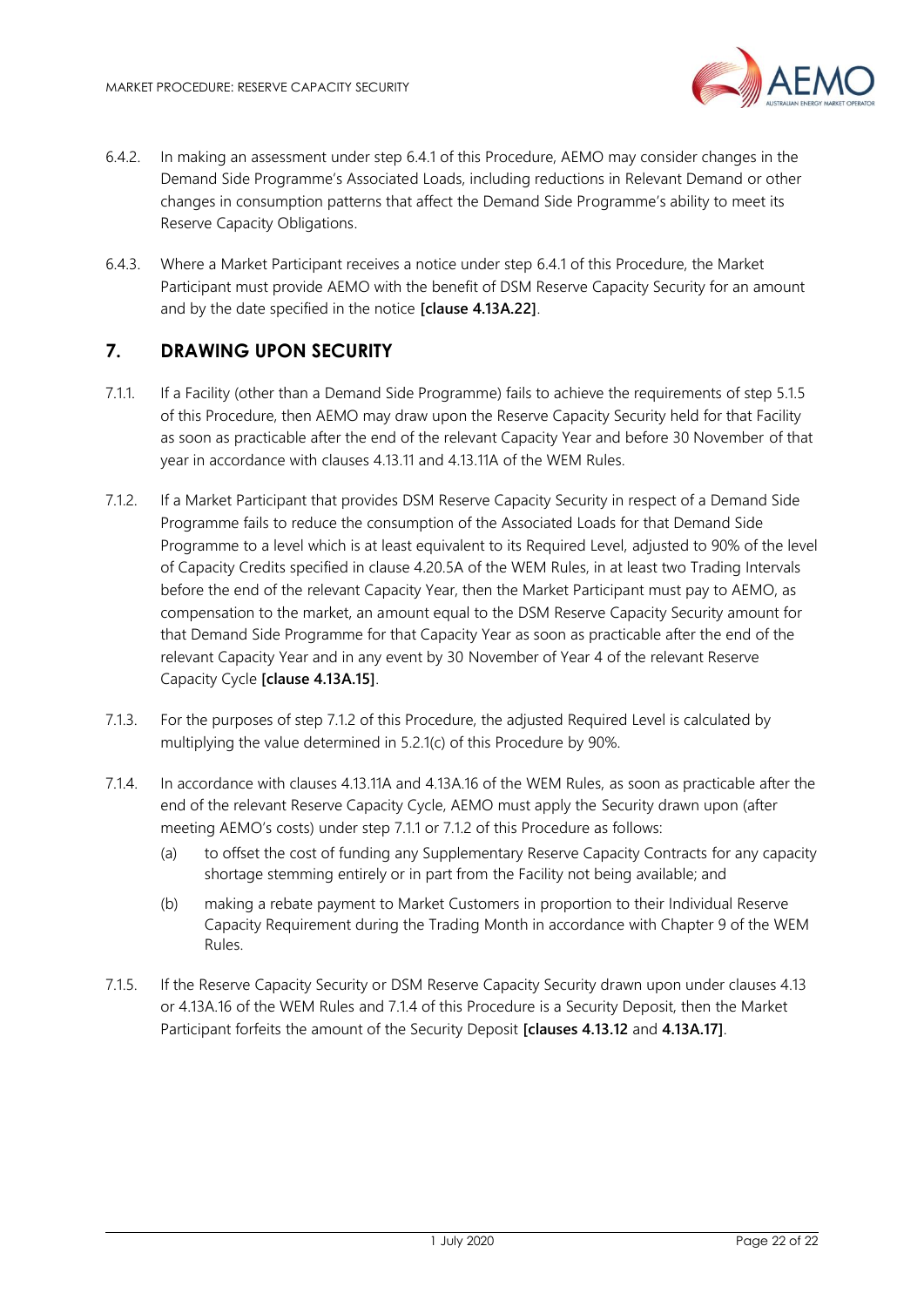6.4.2. In making an assessment under step 6.4.1 of this Procedure, AEMO may consider changes in the Demand Side Programme's Associated Loads, including reductions in Relevant Demand or other changes in consumption patterns that affect the Demand Side Programme's ability to meet its Reserve Capacity Obligations.

6.4.3. Where a Market Participant receives a notice under step 6.4.1 of this Procedure, the Market Participant must provide AEMO with the benefit of DSM Reserve Capacity Security for an amount and by the date specified in the notice **[clause 4.13A.22]**.

## 7. DRAWING UPON SECURITY

7.1.1. If a Facility (other than a Demand Side Programme) fails to achieve the requirements of step 5.1.5 of this Procedure, then AEMO may draw upon the Reserve Capacity Security held for that Facility as soon as practicable after the end of the relevant Capacity Year and before 30 November of that year in accordance with clauses 4.13.11 and 4.13.11A of the WEM Rules.

7.1.2. If a Market Participant that provides DSM Reserve Capacity Security in respect of a Demand Side Programme fails to reduce the consumption of the Associated Loads for that Demand Side Programme to a level which is at least equivalent to its Required Level, adjusted to 90% of the level of Capacity Credits specified in clause 4.20.5A of the WEM Rules, in at least two Trading Intervals before the end of the relevant Capacity Year, then the Market Participant must pay to AEMO, as compensation to the market, an amount equal to the DSM Reserve Capacity Security amount for that Demand Side Programme for that Capacity Year as soon as practicable after the end of the relevant Capacity Year and in any event by 30 November of Year 4 of the relevant Reserve Capacity Cycle **[clause 4.13A.15]**.

7.1.3. For the purposes of step 7.1.2 of this Procedure, the adjusted Required Level is calculated by multiplying the value determined in 5.2.1(c) of this Procedure by 90%.

7.1.4. In accordance with clauses 4.13.11A and 4.13A.16 of the WEM Rules, as soon as practicable after the end of the relevant Reserve Capacity Cycle, AEMO must apply the Security drawn upon (after meeting AEMO's costs) under step 7.1.1 or 7.1.2 of this Procedure as follows:

(a) to offset the cost of funding any Supplementary Reserve Capacity Contracts for any capacity shortage stemming entirely or in part from the Facility not being available; and

(b) making a rebate payment to Market Customers in proportion to their Individual Reserve Capacity Requirement during the Trading Month in accordance with Chapter 9 of the WEM Rules.

7.1.5. If the Reserve Capacity Security or DSM Reserve Capacity Security drawn upon under clauses 4.13 or 4.13A.16 of the WEM Rules and 7.1.4 of this Procedure is a Security Deposit, then the Market Participant forfeits the amount of the Security Deposit **[clauses 4.13.12** and **4.13A.17]**.